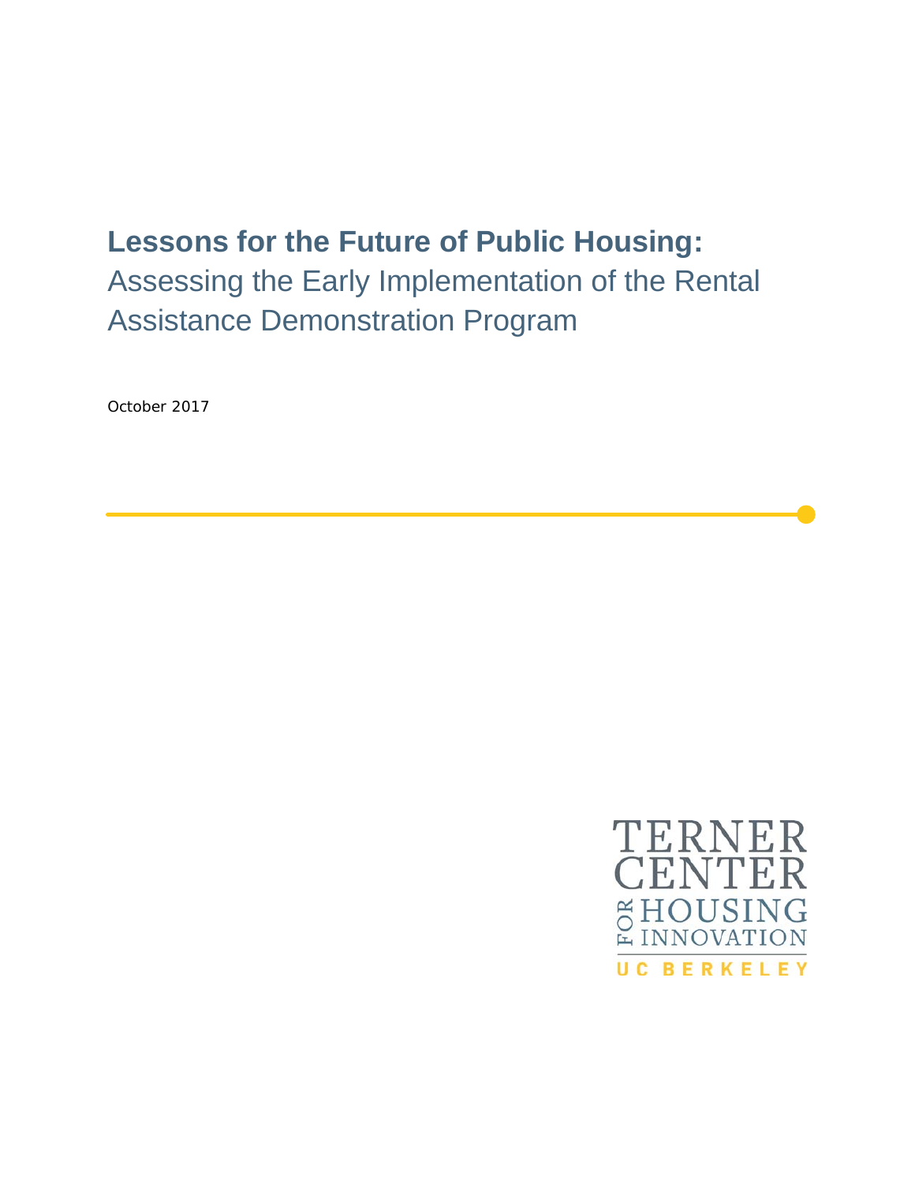# Lessons for the Future of Public Housing:

## Assessing the Early Implementation of the Rental Assistance Demonstration Program

October 2017

TERNER CENTER FOR HOUSING INNOVATION

UC BERKELEY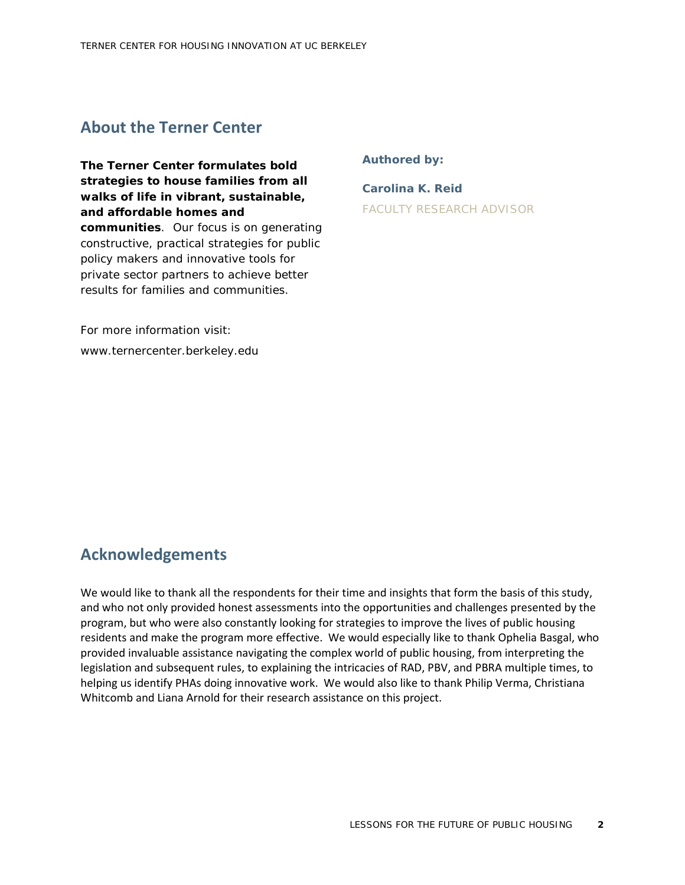## About the Terner Center

**The Terner Center formulates bold strategies to house families from all walks of life in vibrant, sustainable, and affordable homes and communities**. Our focus is on generating constructive, practical strategies for public policy makers and innovative tools for private sector partners to achieve better results for families and communities.

For more information visit:

www.ternercenter.berkeley.edu

**Authored by:**

**Carolina K. Reid**

FACULTY RESEARCH ADVISOR

## Acknowledgements

We would like to thank all the respondents for their time and insights that form the basis of this study, and who not only provided honest assessments into the opportunities and challenges presented by the program, but who were also constantly looking for strategies to improve the lives of public housing residents and make the program more effective. We would especially like to thank Ophelia Basgal, who provided invaluable assistance navigating the complex world of public housing, from interpreting the legislation and subsequent rules, to explaining the intricacies of RAD, PBV, and PBRA multiple times, to helping us identify PHAs doing innovative work. We would also like to thank Philip Verma, Christiana Whitcomb and Liana Arnold for their research assistance on this project.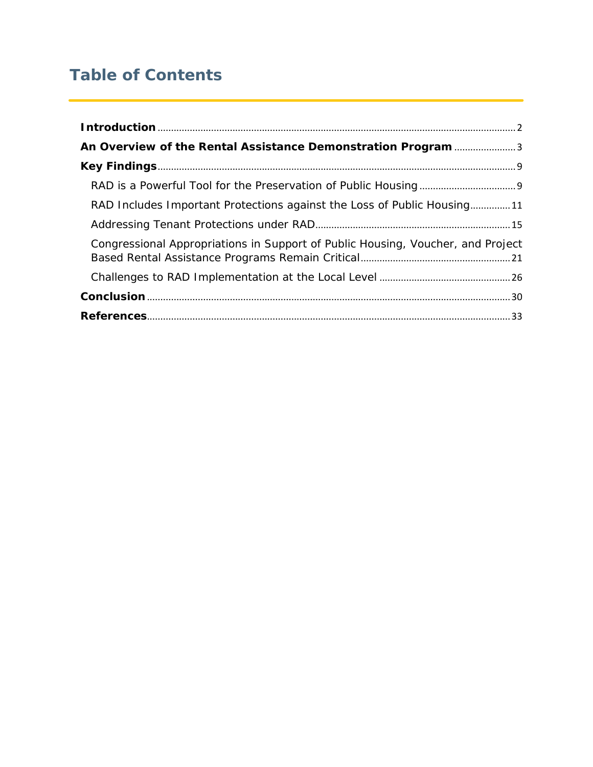# Table of Contents

- **Introduction** ..... 2
- **An Overview of the Rental Assistance Demonstration Program** ..... 3
- **Key Findings** ..... 9
  - RAD is a Powerful Tool for the Preservation of Public Housing ..... 9
  - RAD Includes Important Protections against the Loss of Public Housing ..... 11
  - Addressing Tenant Protections under RAD ..... 15
  - Congressional Appropriations in Support of Public Housing, Voucher, and Project Based Rental Assistance Programs Remain Critical ..... 21
  - Challenges to RAD Implementation at the Local Level ..... 26
- **Conclusion** ..... 30
- **References** ..... 33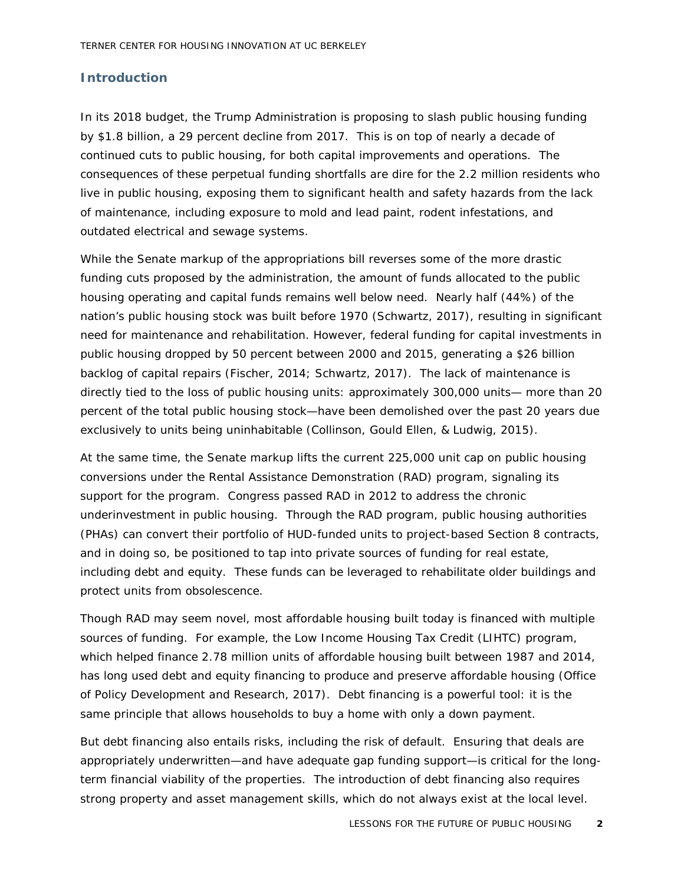## Introduction

In its 2018 budget, the Trump Administration is proposing to slash public housing funding by $1.8 billion, a 29 percent decline from 2017. This is on top of nearly a decade of continued cuts to public housing, for both capital improvements and operations. The consequences of these perpetual funding shortfalls are dire for the 2.2 million residents who live in public housing, exposing them to significant health and safety hazards from the lack of maintenance, including exposure to mold and lead paint, rodent infestations, and outdated electrical and sewage systems.

While the Senate markup of the appropriations bill reverses some of the more drastic funding cuts proposed by the administration, the amount of funds allocated to the public housing operating and capital funds remains well below need. Nearly half (44%) of the nation's public housing stock was built before 1970 (Schwartz, 2017), resulting in significant need for maintenance and rehabilitation. However, federal funding for capital investments in public housing dropped by 50 percent between 2000 and 2015, generating a $26 billion backlog of capital repairs (Fischer, 2014; Schwartz, 2017). The lack of maintenance is directly tied to the loss of public housing units: approximately 300,000 units— more than 20 percent of the total public housing stock—have been demolished over the past 20 years due exclusively to units being uninhabitable (Collinson, Gould Ellen, & Ludwig, 2015).

At the same time, the Senate markup lifts the current 225,000 unit cap on public housing conversions under the Rental Assistance Demonstration (RAD) program, signaling its support for the program. Congress passed RAD in 2012 to address the chronic underinvestment in public housing. Through the RAD program, public housing authorities (PHAs) can convert their portfolio of HUD-funded units to project-based Section 8 contracts, and in doing so, be positioned to tap into private sources of funding for real estate, including debt and equity. These funds can be leveraged to rehabilitate older buildings and protect units from obsolescence.

Though RAD may seem novel, most affordable housing built today is financed with multiple sources of funding. For example, the Low Income Housing Tax Credit (LIHTC) program, which helped finance 2.78 million units of affordable housing built between 1987 and 2014, has long used debt and equity financing to produce and preserve affordable housing (Office of Policy Development and Research, 2017). Debt financing is a powerful tool: it is the same principle that allows households to buy a home with only a down payment.

But debt financing also entails risks, including the risk of default. Ensuring that deals are appropriately underwritten—and have adequate gap funding support—is critical for the long-term financial viability of the properties. The introduction of debt financing also requires strong property and asset management skills, which do not always exist at the local level.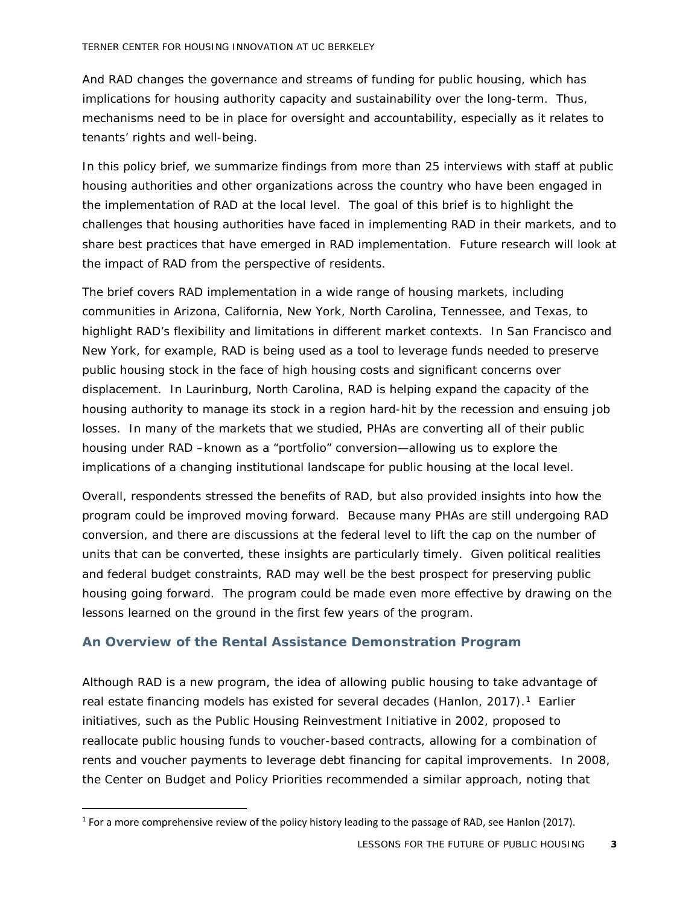And RAD changes the governance and streams of funding for public housing, which has implications for housing authority capacity and sustainability over the long-term. Thus, mechanisms need to be in place for oversight and accountability, especially as it relates to tenants' rights and well-being.

In this policy brief, we summarize findings from more than 25 interviews with staff at public housing authorities and other organizations across the country who have been engaged in the implementation of RAD at the local level. The goal of this brief is to highlight the challenges that housing authorities have faced in implementing RAD in their markets, and to share best practices that have emerged in RAD implementation. Future research will look at the impact of RAD from the perspective of residents.

The brief covers RAD implementation in a wide range of housing markets, including communities in Arizona, California, New York, North Carolina, Tennessee, and Texas, to highlight RAD's flexibility and limitations in different market contexts. In San Francisco and New York, for example, RAD is being used as a tool to leverage funds needed to preserve public housing stock in the face of high housing costs and significant concerns over displacement. In Laurinburg, North Carolina, RAD is helping expand the capacity of the housing authority to manage its stock in a region hard-hit by the recession and ensuing job losses. In many of the markets that we studied, PHAs are converting all of their public housing under RAD –known as a "portfolio" conversion—allowing us to explore the implications of a changing institutional landscape for public housing at the local level.

Overall, respondents stressed the benefits of RAD, but also provided insights into how the program could be improved moving forward. Because many PHAs are still undergoing RAD conversion, and there are discussions at the federal level to lift the cap on the number of units that can be converted, these insights are particularly timely. Given political realities and federal budget constraints, RAD may well be the best prospect for preserving public housing going forward. The program could be made even more effective by drawing on the lessons learned on the ground in the first few years of the program.

## An Overview of the Rental Assistance Demonstration Program

Although RAD is a new program, the idea of allowing public housing to take advantage of real estate financing models has existed for several decades (Hanlon, 2017).[1] Earlier initiatives, such as the Public Housing Reinvestment Initiative in 2002, proposed to reallocate public housing funds to voucher-based contracts, allowing for a combination of rents and voucher payments to leverage debt financing for capital improvements. In 2008, the Center on Budget and Policy Priorities recommended a similar approach, noting that

[1] For a more comprehensive review of the policy history leading to the passage of RAD, see Hanlon (2017).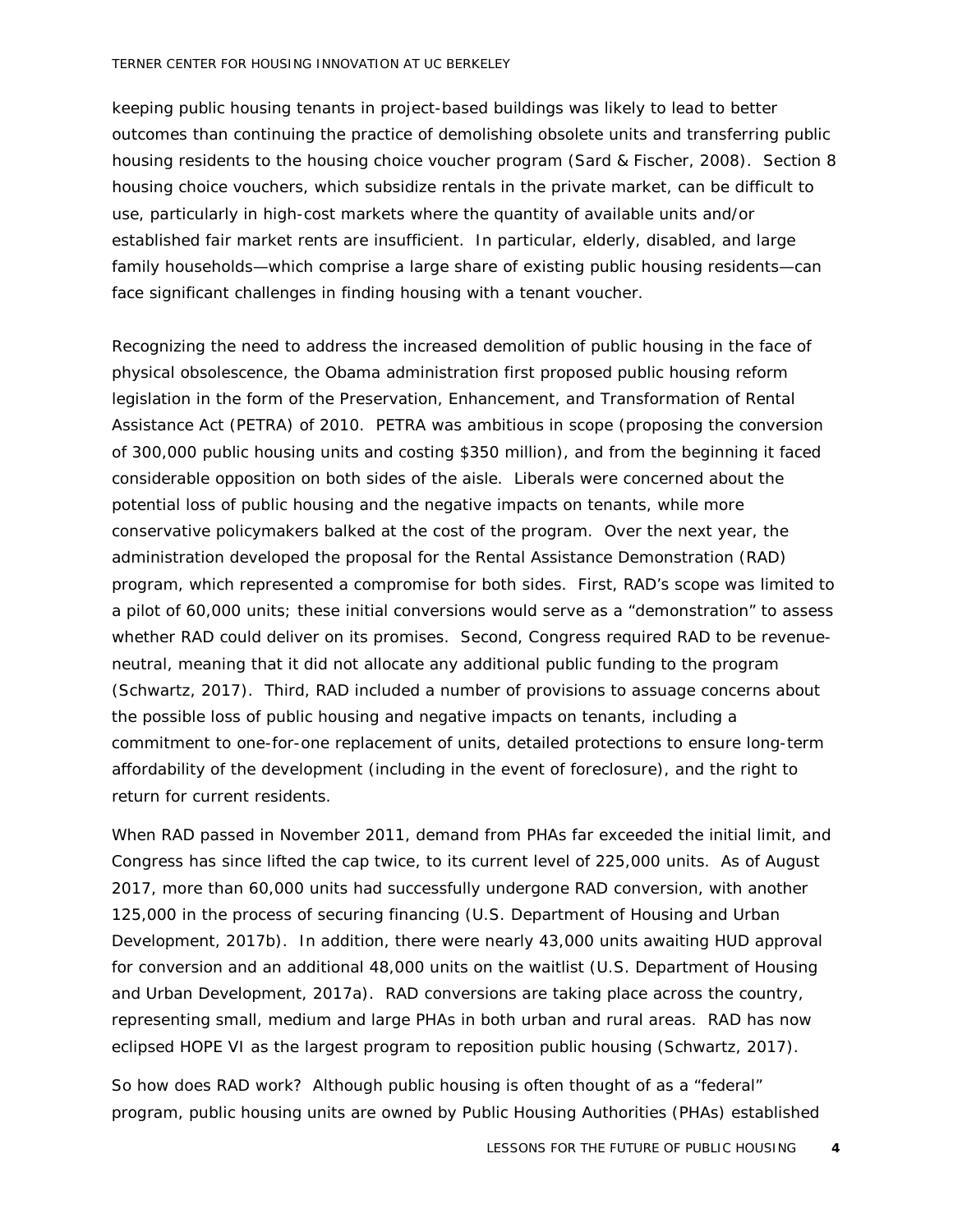keeping public housing tenants in project-based buildings was likely to lead to better outcomes than continuing the practice of demolishing obsolete units and transferring public housing residents to the housing choice voucher program (Sard & Fischer, 2008). Section 8 housing choice vouchers, which subsidize rentals in the private market, can be difficult to use, particularly in high-cost markets where the quantity of available units and/or established fair market rents are insufficient. In particular, elderly, disabled, and large family households—which comprise a large share of existing public housing residents—can face significant challenges in finding housing with a tenant voucher.

Recognizing the need to address the increased demolition of public housing in the face of physical obsolescence, the Obama administration first proposed public housing reform legislation in the form of the Preservation, Enhancement, and Transformation of Rental Assistance Act (PETRA) of 2010. PETRA was ambitious in scope (proposing the conversion of 300,000 public housing units and costing $350 million), and from the beginning it faced considerable opposition on both sides of the aisle. Liberals were concerned about the potential loss of public housing and the negative impacts on tenants, while more conservative policymakers balked at the cost of the program. Over the next year, the administration developed the proposal for the Rental Assistance Demonstration (RAD) program, which represented a compromise for both sides. First, RAD's scope was limited to a pilot of 60,000 units; these initial conversions would serve as a "demonstration" to assess whether RAD could deliver on its promises. Second, Congress required RAD to be revenue-neutral, meaning that it did not allocate any additional public funding to the program (Schwartz, 2017). Third, RAD included a number of provisions to assuage concerns about the possible loss of public housing and negative impacts on tenants, including a commitment to one-for-one replacement of units, detailed protections to ensure long-term affordability of the development (including in the event of foreclosure), and the right to return for current residents.

When RAD passed in November 2011, demand from PHAs far exceeded the initial limit, and Congress has since lifted the cap twice, to its current level of 225,000 units. As of August 2017, more than 60,000 units had successfully undergone RAD conversion, with another 125,000 in the process of securing financing (U.S. Department of Housing and Urban Development, 2017b). In addition, there were nearly 43,000 units awaiting HUD approval for conversion and an additional 48,000 units on the waitlist (U.S. Department of Housing and Urban Development, 2017a). RAD conversions are taking place across the country, representing small, medium and large PHAs in both urban and rural areas. RAD has now eclipsed HOPE VI as the largest program to reposition public housing (Schwartz, 2017).

So how does RAD work? Although public housing is often thought of as a "federal" program, public housing units are owned by Public Housing Authorities (PHAs) established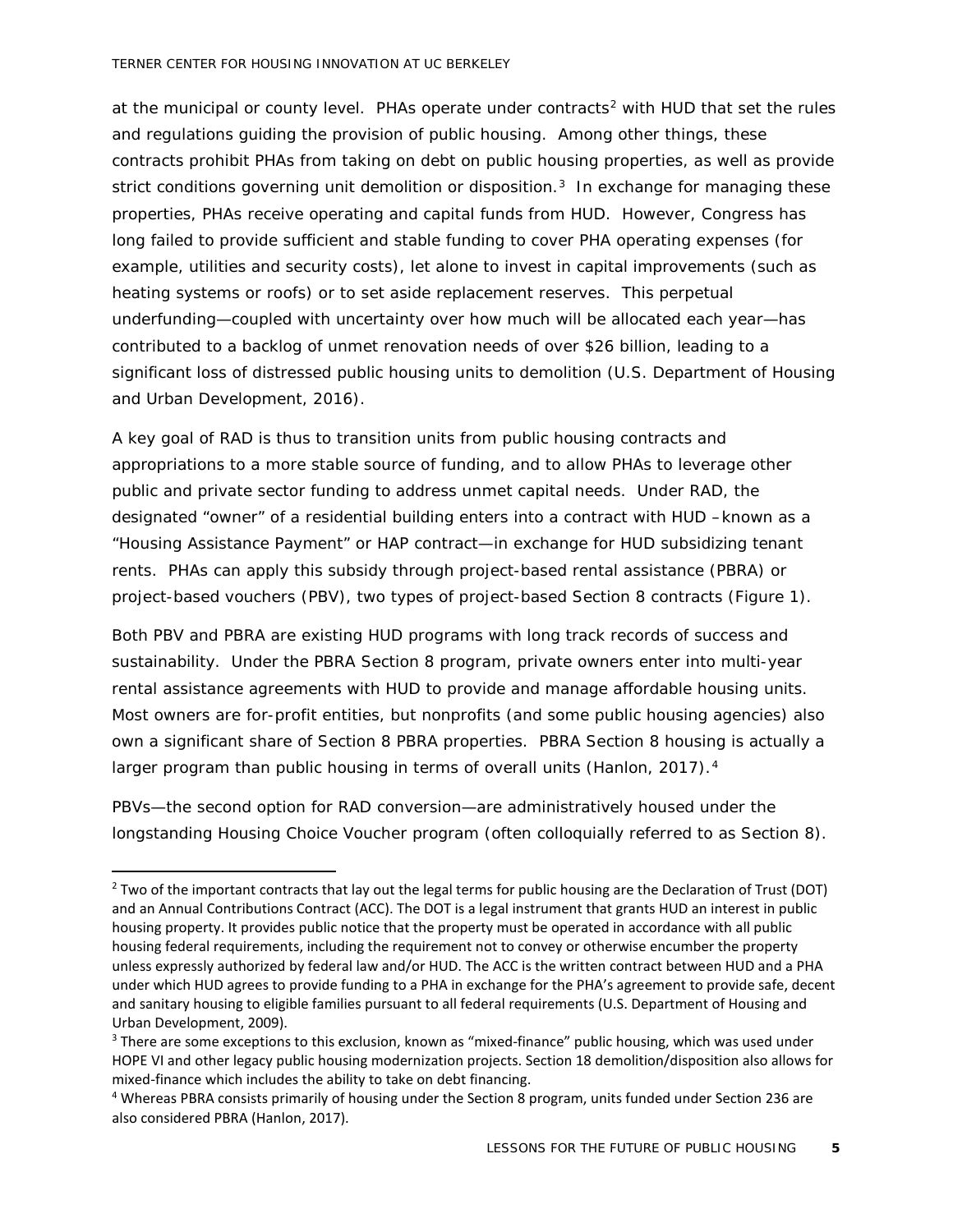at the municipal or county level. PHAs operate under contracts[2] with HUD that set the rules and regulations guiding the provision of public housing. Among other things, these contracts prohibit PHAs from taking on debt on public housing properties, as well as provide strict conditions governing unit demolition or disposition.[3] In exchange for managing these properties, PHAs receive operating and capital funds from HUD. However, Congress has long failed to provide sufficient and stable funding to cover PHA operating expenses (for example, utilities and security costs), let alone to invest in capital improvements (such as heating systems or roofs) or to set aside replacement reserves. This perpetual underfunding—coupled with uncertainty over how much will be allocated each year—has contributed to a backlog of unmet renovation needs of over $26 billion, leading to a significant loss of distressed public housing units to demolition (U.S. Department of Housing and Urban Development, 2016).

A key goal of RAD is thus to transition units from public housing contracts and appropriations to a more stable source of funding, and to allow PHAs to leverage other public and private sector funding to address unmet capital needs. Under RAD, the designated "owner" of a residential building enters into a contract with HUD –known as a "Housing Assistance Payment" or HAP contract—in exchange for HUD subsidizing tenant rents. PHAs can apply this subsidy through project-based rental assistance (PBRA) or project-based vouchers (PBV), two types of project-based Section 8 contracts (Figure 1).

Both PBV and PBRA are existing HUD programs with long track records of success and sustainability. Under the PBRA Section 8 program, private owners enter into multi-year rental assistance agreements with HUD to provide and manage affordable housing units. Most owners are for-profit entities, but nonprofits (and some public housing agencies) also own a significant share of Section 8 PBRA properties. PBRA Section 8 housing is actually a larger program than public housing in terms of overall units (Hanlon, 2017).[4]

PBVs—the second option for RAD conversion—are administratively housed under the longstanding Housing Choice Voucher program (often colloquially referred to as Section 8).

---

[2] Two of the important contracts that lay out the legal terms for public housing are the Declaration of Trust (DOT) and an Annual Contributions Contract (ACC). The DOT is a legal instrument that grants HUD an interest in public housing property. It provides public notice that the property must be operated in accordance with all public housing federal requirements, including the requirement not to convey or otherwise encumber the property unless expressly authorized by federal law and/or HUD. The ACC is the written contract between HUD and a PHA under which HUD agrees to provide funding to a PHA in exchange for the PHA's agreement to provide safe, decent and sanitary housing to eligible families pursuant to all federal requirements (U.S. Department of Housing and Urban Development, 2009).

[3] There are some exceptions to this exclusion, known as "mixed-finance" public housing, which was used under HOPE VI and other legacy public housing modernization projects. Section 18 demolition/disposition also allows for mixed-finance which includes the ability to take on debt financing.

[4] Whereas PBRA consists primarily of housing under the Section 8 program, units funded under Section 236 are also considered PBRA (Hanlon, 2017).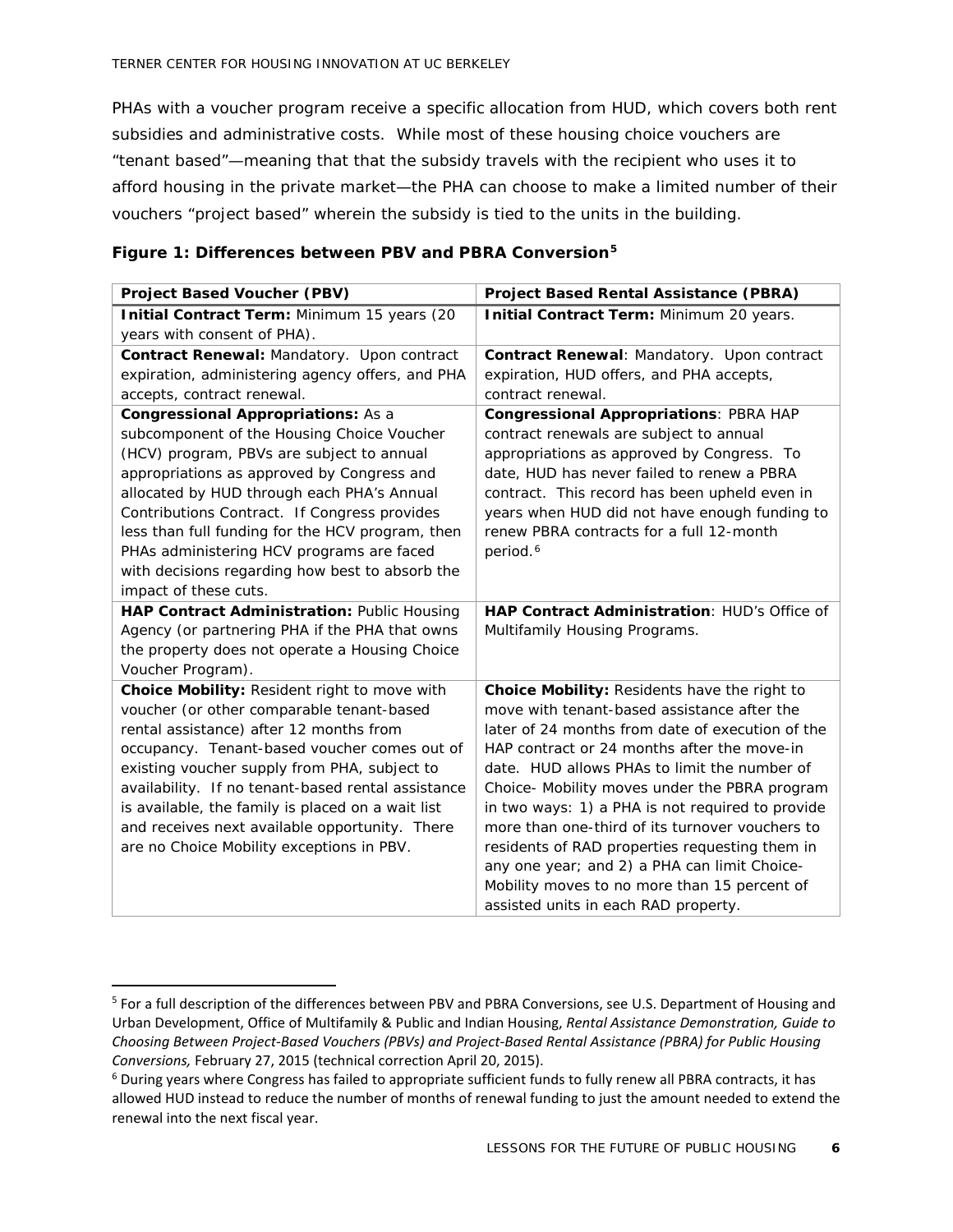PHAs with a voucher program receive a specific allocation from HUD, which covers both rent subsidies and administrative costs. While most of these housing choice vouchers are "tenant based"—meaning that that the subsidy travels with the recipient who uses it to afford housing in the private market—the PHA can choose to make a limited number of their vouchers "project based" wherein the subsidy is tied to the units in the building.

**Figure 1: Differences between PBV and PBRA Conversion[5]**

| Project Based Voucher (PBV) | Project Based Rental Assistance (PBRA) |
|---|---|
| **Initial Contract Term:** Minimum 15 years (20 years with consent of PHA). | **Initial Contract Term:** Minimum 20 years. |
| **Contract Renewal:** Mandatory. Upon contract expiration, administering agency offers, and PHA accepts, contract renewal. | **Contract Renewal**: Mandatory. Upon contract expiration, HUD offers, and PHA accepts, contract renewal. |
| **Congressional Appropriations:** As a subcomponent of the Housing Choice Voucher (HCV) program, PBVs are subject to annual appropriations as approved by Congress and allocated by HUD through each PHA's Annual Contributions Contract. If Congress provides less than full funding for the HCV program, then PHAs administering HCV programs are faced with decisions regarding how best to absorb the impact of these cuts. | **Congressional Appropriations**: PBRA HAP contract renewals are subject to annual appropriations as approved by Congress. To date, HUD has never failed to renew a PBRA contract. This record has been upheld even in years when HUD did not have enough funding to renew PBRA contracts for a full 12-month period.[6] |
| **HAP Contract Administration:** Public Housing Agency (or partnering PHA if the PHA that owns the property does not operate a Housing Choice Voucher Program). | **HAP Contract Administration**: HUD's Office of Multifamily Housing Programs. |
| **Choice Mobility:** Resident right to move with voucher (or other comparable tenant-based rental assistance) after 12 months from occupancy. Tenant-based voucher comes out of existing voucher supply from PHA, subject to availability. If no tenant-based rental assistance is available, the family is placed on a wait list and receives next available opportunity. There are no Choice Mobility exceptions in PBV. | **Choice Mobility:** Residents have the right to move with tenant-based assistance after the later of 24 months from date of execution of the HAP contract or 24 months after the move-in date. HUD allows PHAs to limit the number of Choice- Mobility moves under the PBRA program in two ways: 1) a PHA is not required to provide more than one-third of its turnover vouchers to residents of RAD properties requesting them in any one year; and 2) a PHA can limit Choice-Mobility moves to no more than 15 percent of assisted units in each RAD property. |

[5] For a full description of the differences between PBV and PBRA Conversions, see U.S. Department of Housing and Urban Development, Office of Multifamily & Public and Indian Housing, *Rental Assistance Demonstration, Guide to Choosing Between Project-Based Vouchers (PBVs) and Project-Based Rental Assistance (PBRA) for Public Housing Conversions,* February 27, 2015 (technical correction April 20, 2015).

[6] During years where Congress has failed to appropriate sufficient funds to fully renew all PBRA contracts, it has allowed HUD instead to reduce the number of months of renewal funding to just the amount needed to extend the renewal into the next fiscal year.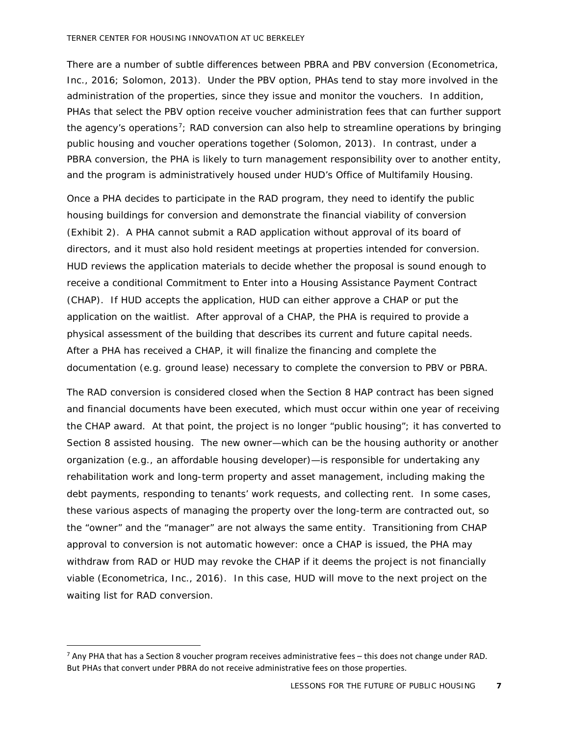There are a number of subtle differences between PBRA and PBV conversion (Econometrica, Inc., 2016; Solomon, 2013). Under the PBV option, PHAs tend to stay more involved in the administration of the properties, since they issue and monitor the vouchers. In addition, PHAs that select the PBV option receive voucher administration fees that can further support the agency's operations[7]; RAD conversion can also help to streamline operations by bringing public housing and voucher operations together (Solomon, 2013). In contrast, under a PBRA conversion, the PHA is likely to turn management responsibility over to another entity, and the program is administratively housed under HUD's Office of Multifamily Housing.

Once a PHA decides to participate in the RAD program, they need to identify the public housing buildings for conversion and demonstrate the financial viability of conversion (Exhibit 2). A PHA cannot submit a RAD application without approval of its board of directors, and it must also hold resident meetings at properties intended for conversion. HUD reviews the application materials to decide whether the proposal is sound enough to receive a conditional Commitment to Enter into a Housing Assistance Payment Contract (CHAP). If HUD accepts the application, HUD can either approve a CHAP or put the application on the waitlist. After approval of a CHAP, the PHA is required to provide a physical assessment of the building that describes its current and future capital needs. After a PHA has received a CHAP, it will finalize the financing and complete the documentation (e.g. ground lease) necessary to complete the conversion to PBV or PBRA.

The RAD conversion is considered closed when the Section 8 HAP contract has been signed and financial documents have been executed, which must occur within one year of receiving the CHAP award. At that point, the project is no longer "public housing"; it has converted to Section 8 assisted housing. The new owner—which can be the housing authority or another organization (e.g., an affordable housing developer)—is responsible for undertaking any rehabilitation work and long-term property and asset management, including making the debt payments, responding to tenants' work requests, and collecting rent. In some cases, these various aspects of managing the property over the long-term are contracted out, so the "owner" and the "manager" are not always the same entity. Transitioning from CHAP approval to conversion is not automatic however: once a CHAP is issued, the PHA may withdraw from RAD or HUD may revoke the CHAP if it deems the project is not financially viable (Econometrica, Inc., 2016). In this case, HUD will move to the next project on the waiting list for RAD conversion.

[7] Any PHA that has a Section 8 voucher program receives administrative fees – this does not change under RAD. But PHAs that convert under PBRA do not receive administrative fees on those properties.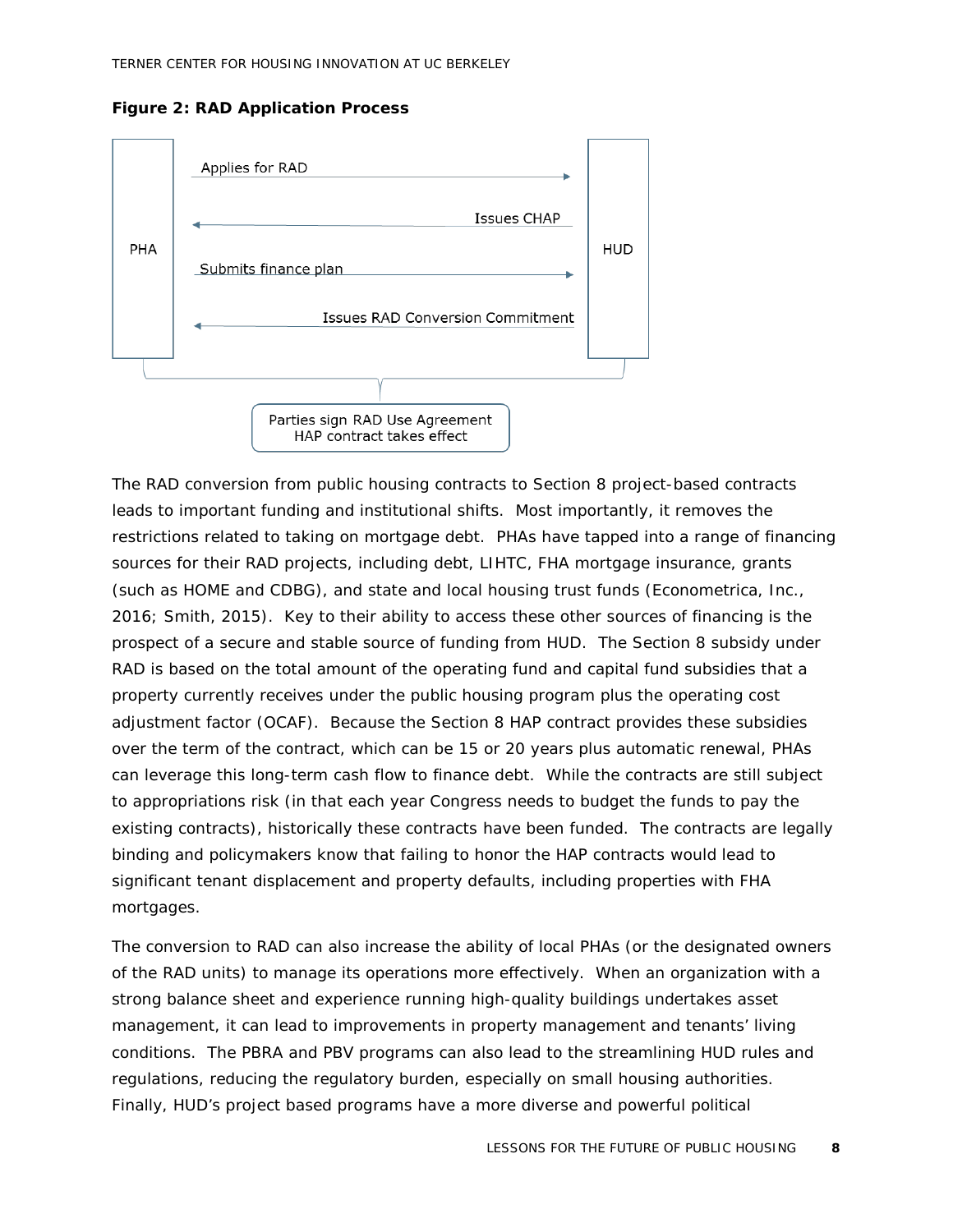**Figure 2: RAD Application Process**

PHA → HUD: Applies for RAD

HUD → PHA: Issues CHAP

PHA → HUD: Submits finance plan

HUD → PHA: Issues RAD Conversion Commitment

Parties sign RAD Use Agreement
HAP contract takes effect

The RAD conversion from public housing contracts to Section 8 project-based contracts leads to important funding and institutional shifts. Most importantly, it removes the restrictions related to taking on mortgage debt. PHAs have tapped into a range of financing sources for their RAD projects, including debt, LIHTC, FHA mortgage insurance, grants (such as HOME and CDBG), and state and local housing trust funds (Econometrica, Inc., 2016; Smith, 2015). Key to their ability to access these other sources of financing is the prospect of a secure and stable source of funding from HUD. The Section 8 subsidy under RAD is based on the total amount of the operating fund and capital fund subsidies that a property currently receives under the public housing program plus the operating cost adjustment factor (OCAF). Because the Section 8 HAP contract provides these subsidies over the term of the contract, which can be 15 or 20 years plus automatic renewal, PHAs can leverage this long-term cash flow to finance debt. While the contracts are still subject to appropriations risk (in that each year Congress needs to budget the funds to pay the existing contracts), historically these contracts have been funded. The contracts are legally binding and policymakers know that failing to honor the HAP contracts would lead to significant tenant displacement and property defaults, including properties with FHA mortgages.

The conversion to RAD can also increase the ability of local PHAs (or the designated owners of the RAD units) to manage its operations more effectively. When an organization with a strong balance sheet and experience running high-quality buildings undertakes asset management, it can lead to improvements in property management and tenants' living conditions. The PBRA and PBV programs can also lead to the streamlining HUD rules and regulations, reducing the regulatory burden, especially on small housing authorities. Finally, HUD's project based programs have a more diverse and powerful political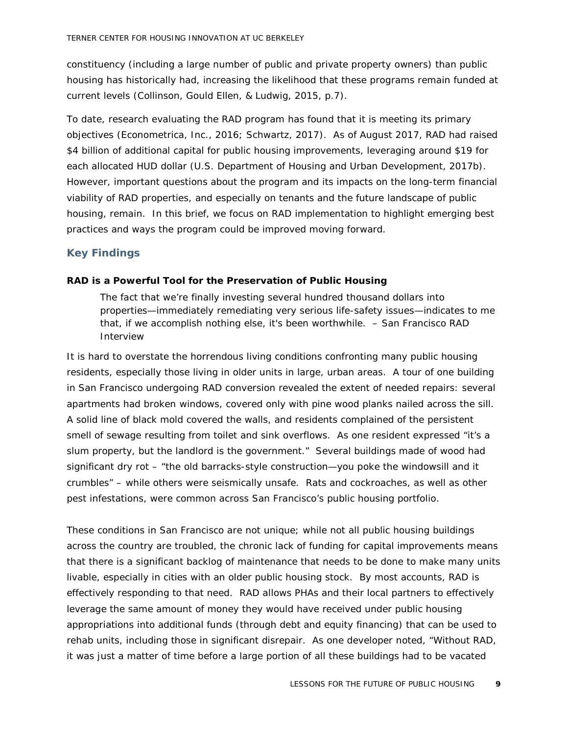constituency (including a large number of public and private property owners) than public housing has historically had, increasing the likelihood that these programs remain funded at current levels (Collinson, Gould Ellen, & Ludwig, 2015, p.7).

To date, research evaluating the RAD program has found that it is meeting its primary objectives (Econometrica, Inc., 2016; Schwartz, 2017). As of August 2017, RAD had raised $4 billion of additional capital for public housing improvements, leveraging around $19 for each allocated HUD dollar (U.S. Department of Housing and Urban Development, 2017b). However, important questions about the program and its impacts on the long-term financial viability of RAD properties, and especially on tenants and the future landscape of public housing, remain. In this brief, we focus on RAD implementation to highlight emerging best practices and ways the program could be improved moving forward.

## Key Findings

### RAD is a Powerful Tool for the Preservation of Public Housing

> *The fact that we're finally investing several hundred thousand dollars into properties—immediately remediating very serious life-safety issues—indicates to me that, if we accomplish nothing else, it's been worthwhile. – San Francisco RAD Interview*

It is hard to overstate the horrendous living conditions confronting many public housing residents, especially those living in older units in large, urban areas. A tour of one building in San Francisco undergoing RAD conversion revealed the extent of needed repairs: several apartments had broken windows, covered only with pine wood planks nailed across the sill. A solid line of black mold covered the walls, and residents complained of the persistent smell of sewage resulting from toilet and sink overflows. As one resident expressed "it's a slum property, but the landlord is the government." Several buildings made of wood had significant dry rot – "the old barracks-style construction—you poke the windowsill and it crumbles" – while others were seismically unsafe. Rats and cockroaches, as well as other pest infestations, were common across San Francisco's public housing portfolio.

These conditions in San Francisco are not unique; while not all public housing buildings across the country are troubled, the chronic lack of funding for capital improvements means that there is a significant backlog of maintenance that needs to be done to make many units livable, especially in cities with an older public housing stock. By most accounts, RAD is effectively responding to that need. RAD allows PHAs and their local partners to effectively leverage the same amount of money they would have received under public housing appropriations into additional funds (through debt and equity financing) that can be used to rehab units, including those in significant disrepair. As one developer noted, "Without RAD, it was just a matter of time before a large portion of all these buildings had to be vacated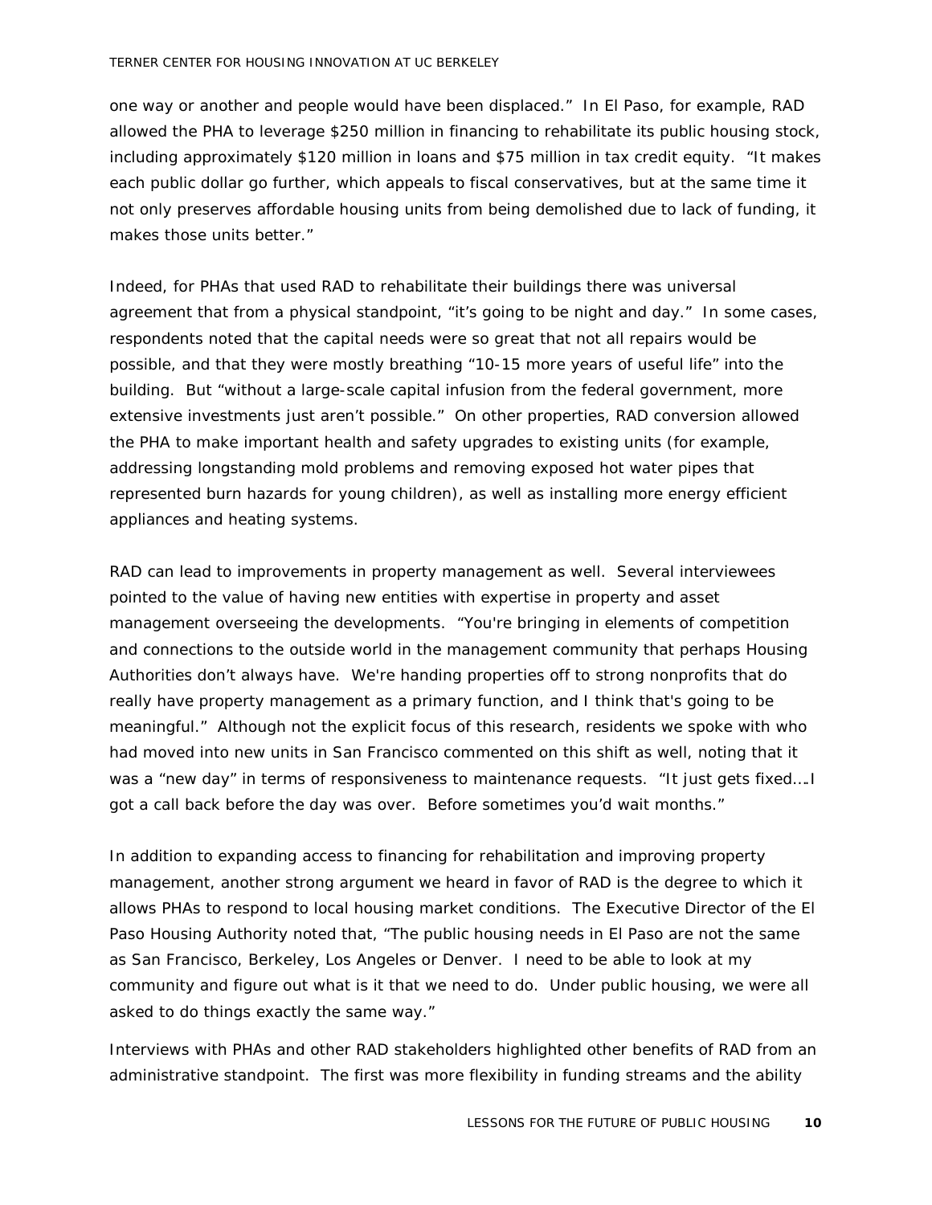one way or another and people would have been displaced." In El Paso, for example, RAD allowed the PHA to leverage $250 million in financing to rehabilitate its public housing stock, including approximately $120 million in loans and $75 million in tax credit equity. "It makes each public dollar go further, which appeals to fiscal conservatives, but at the same time it not only preserves affordable housing units from being demolished due to lack of funding, it makes those units better."

Indeed, for PHAs that used RAD to rehabilitate their buildings there was universal agreement that from a physical standpoint, "it's going to be night and day." In some cases, respondents noted that the capital needs were so great that not all repairs would be possible, and that they were mostly breathing "10-15 more years of useful life" into the building. But "without a large-scale capital infusion from the federal government, more extensive investments just aren't possible." On other properties, RAD conversion allowed the PHA to make important health and safety upgrades to existing units (for example, addressing longstanding mold problems and removing exposed hot water pipes that represented burn hazards for young children), as well as installing more energy efficient appliances and heating systems.

RAD can lead to improvements in property management as well. Several interviewees pointed to the value of having new entities with expertise in property and asset management overseeing the developments. "You're bringing in elements of competition and connections to the outside world in the management community that perhaps Housing Authorities don't always have. We're handing properties off to strong nonprofits that do really have property management as a primary function, and I think that's going to be meaningful." Although not the explicit focus of this research, residents we spoke with who had moved into new units in San Francisco commented on this shift as well, noting that it was a "new day" in terms of responsiveness to maintenance requests. "It just gets fixed….I got a call back before the day was over. Before sometimes you'd wait months."

In addition to expanding access to financing for rehabilitation and improving property management, another strong argument we heard in favor of RAD is the degree to which it allows PHAs to respond to local housing market conditions. The Executive Director of the El Paso Housing Authority noted that, "The public housing needs in El Paso are not the same as San Francisco, Berkeley, Los Angeles or Denver. I need to be able to look at my community and figure out what is it that we need to do. Under public housing, we were all asked to do things exactly the same way."

Interviews with PHAs and other RAD stakeholders highlighted other benefits of RAD from an administrative standpoint. The first was more flexibility in funding streams and the ability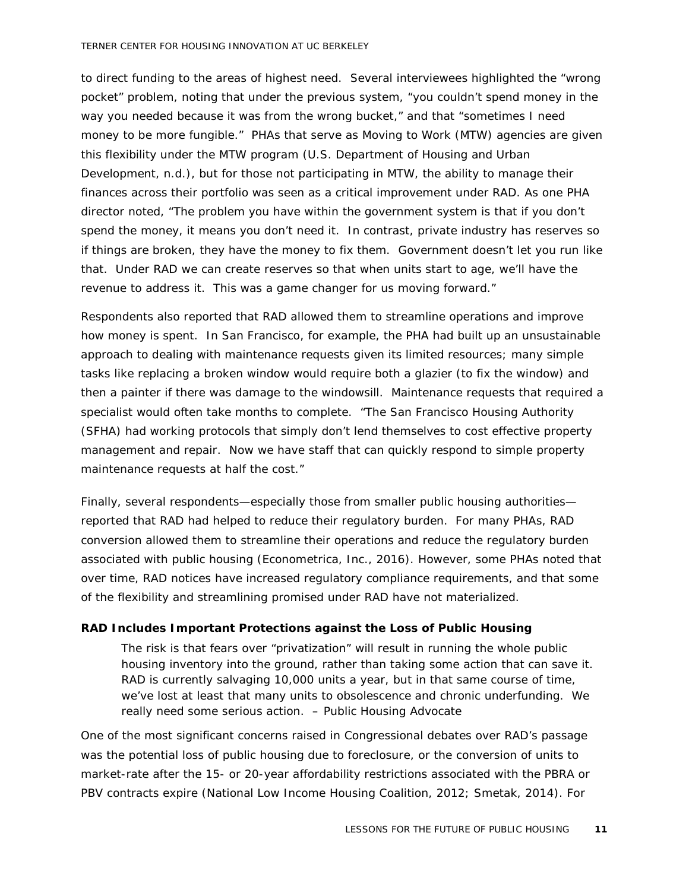to direct funding to the areas of highest need. Several interviewees highlighted the "wrong pocket" problem, noting that under the previous system, "you couldn't spend money in the way you needed because it was from the wrong bucket," and that "sometimes I need money to be more fungible." PHAs that serve as Moving to Work (MTW) agencies are given this flexibility under the MTW program (U.S. Department of Housing and Urban Development, n.d.), but for those not participating in MTW, the ability to manage their finances across their portfolio was seen as a critical improvement under RAD. As one PHA director noted, "The problem you have within the government system is that if you don't spend the money, it means you don't need it. In contrast, private industry has reserves so if things are broken, they have the money to fix them. Government doesn't let you run like that. Under RAD we can create reserves so that when units start to age, we'll have the revenue to address it. This was a game changer for us moving forward."

Respondents also reported that RAD allowed them to streamline operations and improve how money is spent. In San Francisco, for example, the PHA had built up an unsustainable approach to dealing with maintenance requests given its limited resources; many simple tasks like replacing a broken window would require both a glazier (to fix the window) and then a painter if there was damage to the windowsill. Maintenance requests that required a specialist would often take months to complete. "The San Francisco Housing Authority (SFHA) had working protocols that simply don't lend themselves to cost effective property management and repair. Now we have staff that can quickly respond to simple property maintenance requests at half the cost."

Finally, several respondents—especially those from smaller public housing authorities—reported that RAD had helped to reduce their regulatory burden. For many PHAs, RAD conversion allowed them to streamline their operations and reduce the regulatory burden associated with public housing (Econometrica, Inc., 2016). However, some PHAs noted that over time, RAD notices have increased regulatory compliance requirements, and that some of the flexibility and streamlining promised under RAD have not materialized.

### RAD Includes Important Protections against the Loss of Public Housing

> The risk is that fears over "privatization" will result in running the whole public housing inventory into the ground, rather than taking some action that can save it. RAD is currently salvaging 10,000 units a year, but in that same course of time, we've lost at least that many units to obsolescence and chronic underfunding. We really need some serious action. – Public Housing Advocate

One of the most significant concerns raised in Congressional debates over RAD's passage was the potential loss of public housing due to foreclosure, or the conversion of units to market-rate after the 15- or 20-year affordability restrictions associated with the PBRA or PBV contracts expire (National Low Income Housing Coalition, 2012; Smetak, 2014). For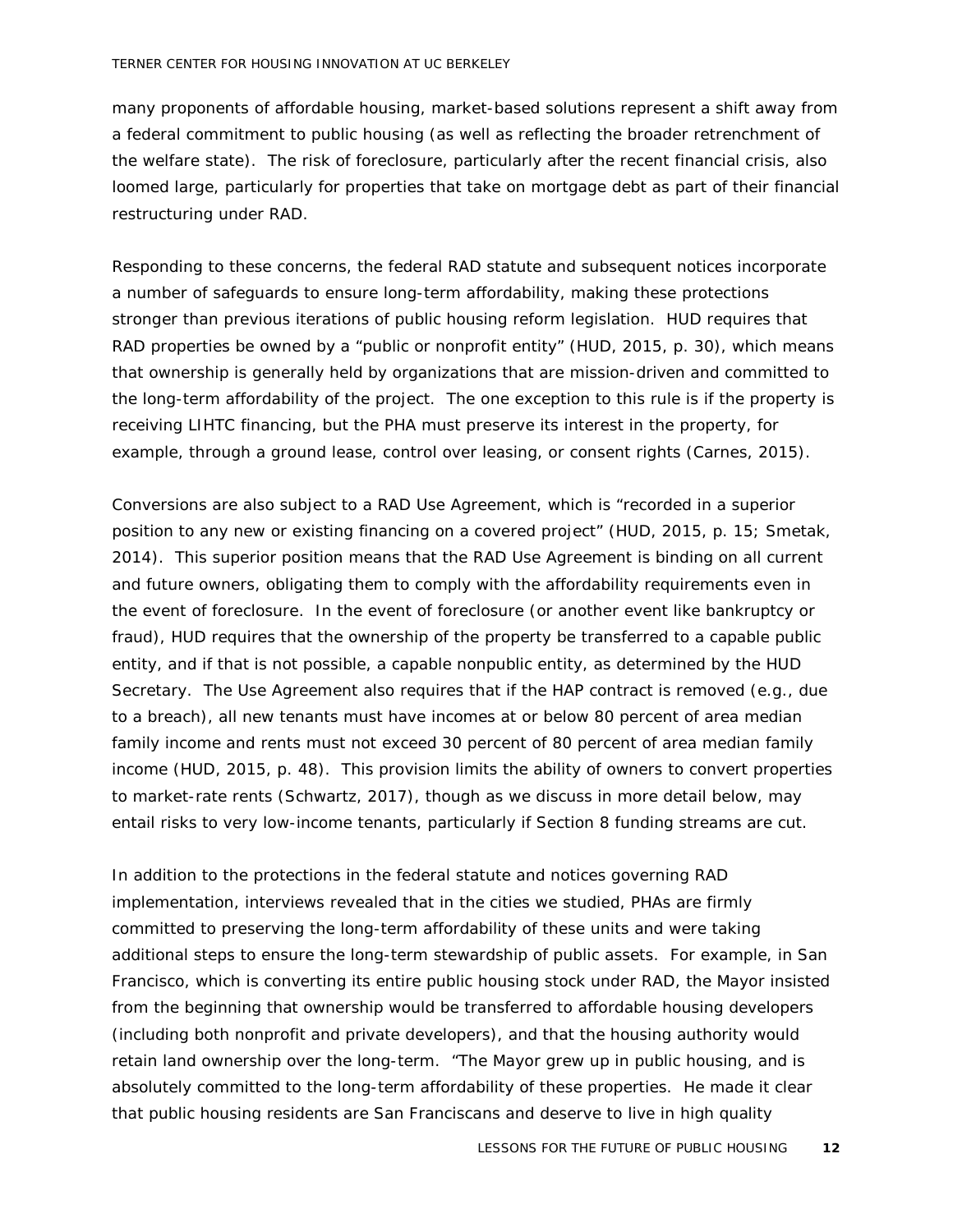many proponents of affordable housing, market-based solutions represent a shift away from a federal commitment to public housing (as well as reflecting the broader retrenchment of the welfare state). The risk of foreclosure, particularly after the recent financial crisis, also loomed large, particularly for properties that take on mortgage debt as part of their financial restructuring under RAD.

Responding to these concerns, the federal RAD statute and subsequent notices incorporate a number of safeguards to ensure long-term affordability, making these protections stronger than previous iterations of public housing reform legislation. HUD requires that RAD properties be owned by a "public or nonprofit entity" (HUD, 2015, p. 30), which means that ownership is generally held by organizations that are mission-driven and committed to the long-term affordability of the project. The one exception to this rule is if the property is receiving LIHTC financing, but the PHA must preserve its interest in the property, for example, through a ground lease, control over leasing, or consent rights (Carnes, 2015).

Conversions are also subject to a RAD Use Agreement, which is "recorded in a superior position to any new or existing financing on a covered project" (HUD, 2015, p. 15; Smetak, 2014). This superior position means that the RAD Use Agreement is binding on all current and future owners, obligating them to comply with the affordability requirements even in the event of foreclosure. In the event of foreclosure (or another event like bankruptcy or fraud), HUD requires that the ownership of the property be transferred to a capable public entity, and if that is not possible, a capable nonpublic entity, as determined by the HUD Secretary. The Use Agreement also requires that if the HAP contract is removed (e.g., due to a breach), all new tenants must have incomes at or below 80 percent of area median family income and rents must not exceed 30 percent of 80 percent of area median family income (HUD, 2015, p. 48). This provision limits the ability of owners to convert properties to market-rate rents (Schwartz, 2017), though as we discuss in more detail below, may entail risks to very low-income tenants, particularly if Section 8 funding streams are cut.

In addition to the protections in the federal statute and notices governing RAD implementation, interviews revealed that in the cities we studied, PHAs are firmly committed to preserving the long-term affordability of these units and were taking additional steps to ensure the long-term stewardship of public assets. For example, in San Francisco, which is converting its entire public housing stock under RAD, the Mayor insisted from the beginning that ownership would be transferred to affordable housing developers (including both nonprofit and private developers), and that the housing authority would retain land ownership over the long-term. "The Mayor grew up in public housing, and is absolutely committed to the long-term affordability of these properties. He made it clear that public housing residents are San Franciscans and deserve to live in high quality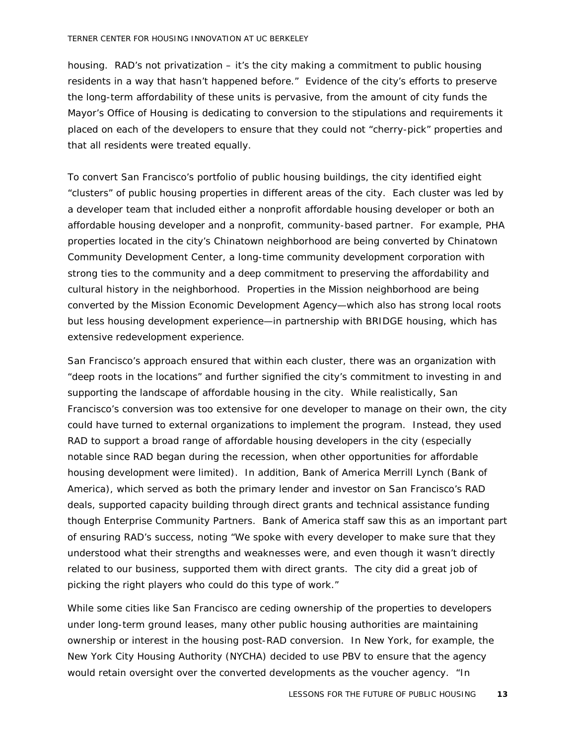housing. RAD's not privatization – it's the city making a commitment to public housing residents in a way that hasn't happened before." Evidence of the city's efforts to preserve the long-term affordability of these units is pervasive, from the amount of city funds the Mayor's Office of Housing is dedicating to conversion to the stipulations and requirements it placed on each of the developers to ensure that they could not "cherry-pick" properties and that all residents were treated equally.

To convert San Francisco's portfolio of public housing buildings, the city identified eight "clusters" of public housing properties in different areas of the city. Each cluster was led by a developer team that included either a nonprofit affordable housing developer or both an affordable housing developer and a nonprofit, community-based partner. For example, PHA properties located in the city's Chinatown neighborhood are being converted by Chinatown Community Development Center, a long-time community development corporation with strong ties to the community and a deep commitment to preserving the affordability and cultural history in the neighborhood. Properties in the Mission neighborhood are being converted by the Mission Economic Development Agency—which also has strong local roots but less housing development experience—in partnership with BRIDGE housing, which has extensive redevelopment experience.

San Francisco's approach ensured that within each cluster, there was an organization with "deep roots in the locations" and further signified the city's commitment to investing in and supporting the landscape of affordable housing in the city. While realistically, San Francisco's conversion was too extensive for one developer to manage on their own, the city could have turned to external organizations to implement the program. Instead, they used RAD to support a broad range of affordable housing developers in the city (especially notable since RAD began during the recession, when other opportunities for affordable housing development were limited). In addition, Bank of America Merrill Lynch (Bank of America), which served as both the primary lender and investor on San Francisco's RAD deals, supported capacity building through direct grants and technical assistance funding though Enterprise Community Partners. Bank of America staff saw this as an important part of ensuring RAD's success, noting "We spoke with every developer to make sure that they understood what their strengths and weaknesses were, and even though it wasn't directly related to our business, supported them with direct grants. The city did a great job of picking the right players who could do this type of work."

While some cities like San Francisco are ceding ownership of the properties to developers under long-term ground leases, many other public housing authorities are maintaining ownership or interest in the housing post-RAD conversion. In New York, for example, the New York City Housing Authority (NYCHA) decided to use PBV to ensure that the agency would retain oversight over the converted developments as the voucher agency. "In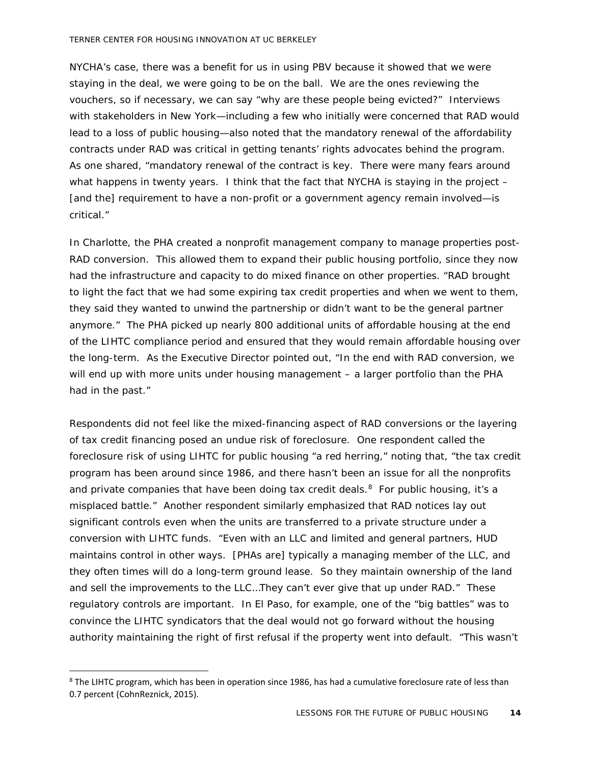NYCHA's case, there was a benefit for us in using PBV because it showed that we were staying in the deal, we were going to be on the ball. We are the ones reviewing the vouchers, so if necessary, we can say "why are these people being evicted?" Interviews with stakeholders in New York—including a few who initially were concerned that RAD would lead to a loss of public housing—also noted that the mandatory renewal of the affordability contracts under RAD was critical in getting tenants' rights advocates behind the program. As one shared, "mandatory renewal of the contract is key. There were many fears around what happens in twenty years. I think that the fact that NYCHA is staying in the project – [and the] requirement to have a non-profit or a government agency remain involved—is critical."

In Charlotte, the PHA created a nonprofit management company to manage properties post-RAD conversion. This allowed them to expand their public housing portfolio, since they now had the infrastructure and capacity to do mixed finance on other properties. "RAD brought to light the fact that we had some expiring tax credit properties and when we went to them, they said they wanted to unwind the partnership or didn't want to be the general partner anymore." The PHA picked up nearly 800 additional units of affordable housing at the end of the LIHTC compliance period and ensured that they would remain affordable housing over the long-term. As the Executive Director pointed out, "In the end with RAD conversion, we will end up with more units under housing management – a larger portfolio than the PHA had in the past."

Respondents did not feel like the mixed-financing aspect of RAD conversions or the layering of tax credit financing posed an undue risk of foreclosure. One respondent called the foreclosure risk of using LIHTC for public housing "a red herring," noting that, "the tax credit program has been around since 1986, and there hasn't been an issue for all the nonprofits and private companies that have been doing tax credit deals.[8] For public housing, it's a misplaced battle." Another respondent similarly emphasized that RAD notices lay out significant controls even when the units are transferred to a private structure under a conversion with LIHTC funds. "Even with an LLC and limited and general partners, HUD maintains control in other ways. [PHAs are] typically a managing member of the LLC, and they often times will do a long-term ground lease. So they maintain ownership of the land and sell the improvements to the LLC…They can't ever give that up under RAD." These regulatory controls are important. In El Paso, for example, one of the "big battles" was to convince the LIHTC syndicators that the deal would not go forward without the housing authority maintaining the right of first refusal if the property went into default. "This wasn't

[8] The LIHTC program, which has been in operation since 1986, has had a cumulative foreclosure rate of less than 0.7 percent (CohnReznick, 2015).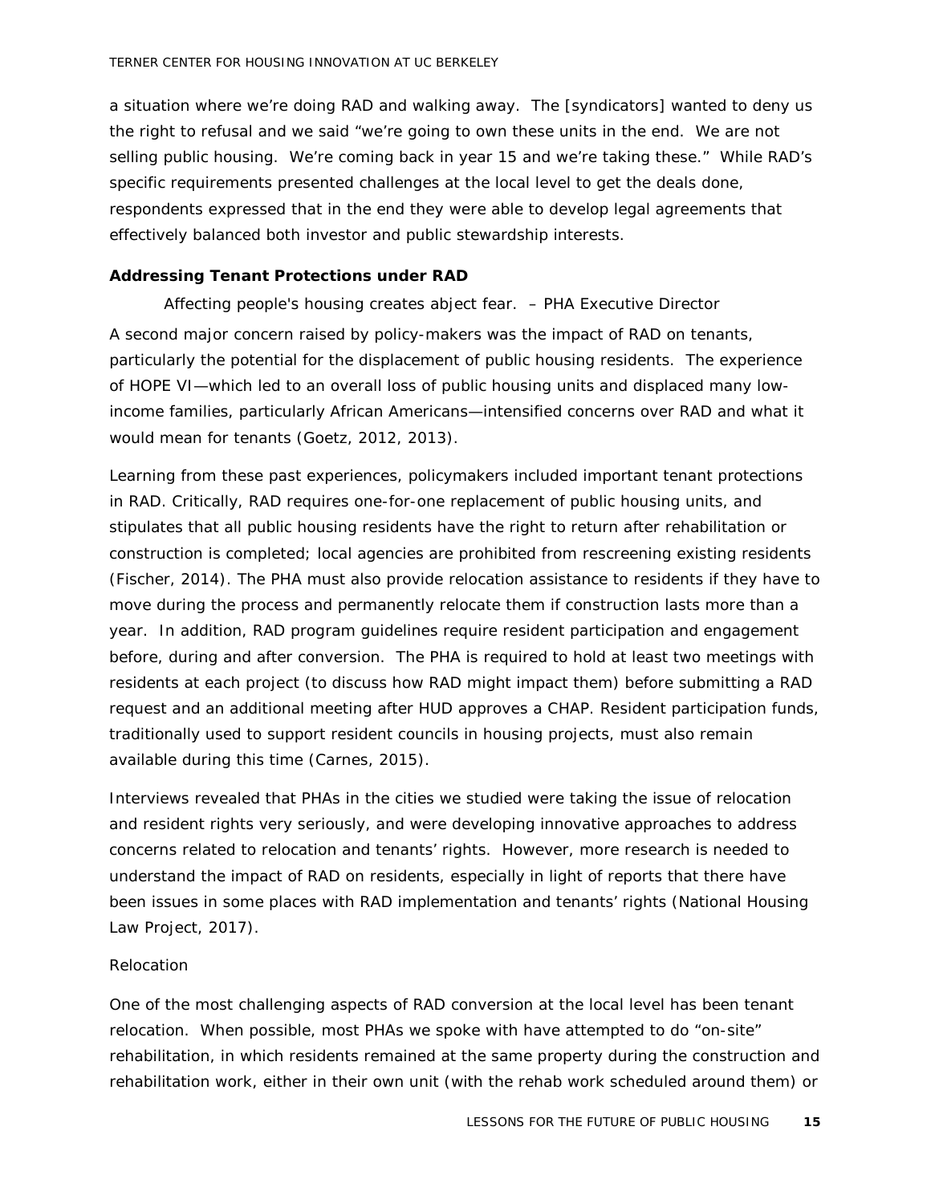a situation where we're doing RAD and walking away. The [syndicators] wanted to deny us the right to refusal and we said "we're going to own these units in the end. We are not selling public housing. We're coming back in year 15 and we're taking these." While RAD's specific requirements presented challenges at the local level to get the deals done, respondents expressed that in the end they were able to develop legal agreements that effectively balanced both investor and public stewardship interests.

### Addressing Tenant Protections under RAD

*Affecting people's housing creates abject fear. – PHA Executive Director*

A second major concern raised by policy-makers was the impact of RAD on tenants, particularly the potential for the displacement of public housing residents. The experience of HOPE VI—which led to an overall loss of public housing units and displaced many low-income families, particularly African Americans—intensified concerns over RAD and what it would mean for tenants (Goetz, 2012, 2013).

Learning from these past experiences, policymakers included important tenant protections in RAD. Critically, RAD requires one-for-one replacement of public housing units, and stipulates that all public housing residents have the right to return after rehabilitation or construction is completed; local agencies are prohibited from rescreening existing residents (Fischer, 2014). The PHA must also provide relocation assistance to residents if they have to move during the process and permanently relocate them if construction lasts more than a year. In addition, RAD program guidelines require resident participation and engagement before, during and after conversion. The PHA is required to hold at least two meetings with residents at each project (to discuss how RAD might impact them) before submitting a RAD request and an additional meeting after HUD approves a CHAP. Resident participation funds, traditionally used to support resident councils in housing projects, must also remain available during this time (Carnes, 2015).

Interviews revealed that PHAs in the cities we studied were taking the issue of relocation and resident rights very seriously, and were developing innovative approaches to address concerns related to relocation and tenants' rights. However, more research is needed to understand the impact of RAD on residents, especially in light of reports that there have been issues in some places with RAD implementation and tenants' rights (National Housing Law Project, 2017).

#### Relocation

One of the most challenging aspects of RAD conversion at the local level has been tenant relocation. When possible, most PHAs we spoke with have attempted to do "on-site" rehabilitation, in which residents remained at the same property during the construction and rehabilitation work, either in their own unit (with the rehab work scheduled around them) or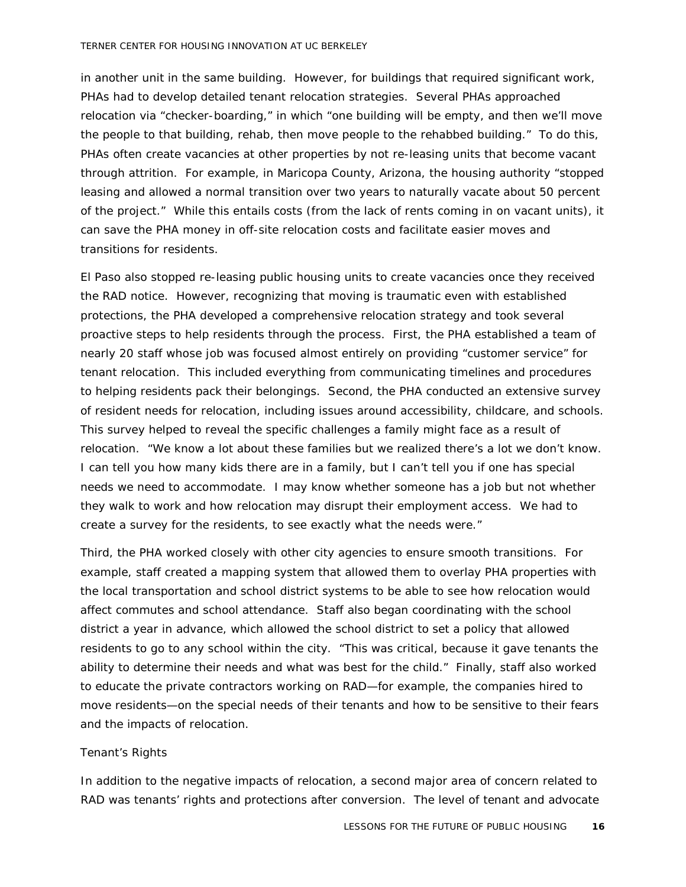in another unit in the same building. However, for buildings that required significant work, PHAs had to develop detailed tenant relocation strategies. Several PHAs approached relocation via "checker-boarding," in which "one building will be empty, and then we'll move the people to that building, rehab, then move people to the rehabbed building." To do this, PHAs often create vacancies at other properties by not re-leasing units that become vacant through attrition. For example, in Maricopa County, Arizona, the housing authority "stopped leasing and allowed a normal transition over two years to naturally vacate about 50 percent of the project." While this entails costs (from the lack of rents coming in on vacant units), it can save the PHA money in off-site relocation costs and facilitate easier moves and transitions for residents.

El Paso also stopped re-leasing public housing units to create vacancies once they received the RAD notice. However, recognizing that moving is traumatic even with established protections, the PHA developed a comprehensive relocation strategy and took several proactive steps to help residents through the process. First, the PHA established a team of nearly 20 staff whose job was focused almost entirely on providing "customer service" for tenant relocation. This included everything from communicating timelines and procedures to helping residents pack their belongings. Second, the PHA conducted an extensive survey of resident needs for relocation, including issues around accessibility, childcare, and schools. This survey helped to reveal the specific challenges a family might face as a result of relocation. "We know a lot about these families but we realized there's a lot we don't know. I can tell you how many kids there are in a family, but I can't tell you if one has special needs we need to accommodate. I may know whether someone has a job but not whether they walk to work and how relocation may disrupt their employment access. We had to create a survey for the residents, to see exactly what the needs were."

Third, the PHA worked closely with other city agencies to ensure smooth transitions. For example, staff created a mapping system that allowed them to overlay PHA properties with the local transportation and school district systems to be able to see how relocation would affect commutes and school attendance. Staff also began coordinating with the school district a year in advance, which allowed the school district to set a policy that allowed residents to go to any school within the city. "This was critical, because it gave tenants the ability to determine their needs and what was best for the child." Finally, staff also worked to educate the private contractors working on RAD—for example, the companies hired to move residents—on the special needs of their tenants and how to be sensitive to their fears and the impacts of relocation.

*Tenant's Rights*

In addition to the negative impacts of relocation, a second major area of concern related to RAD was tenants' rights and protections after conversion. The level of tenant and advocate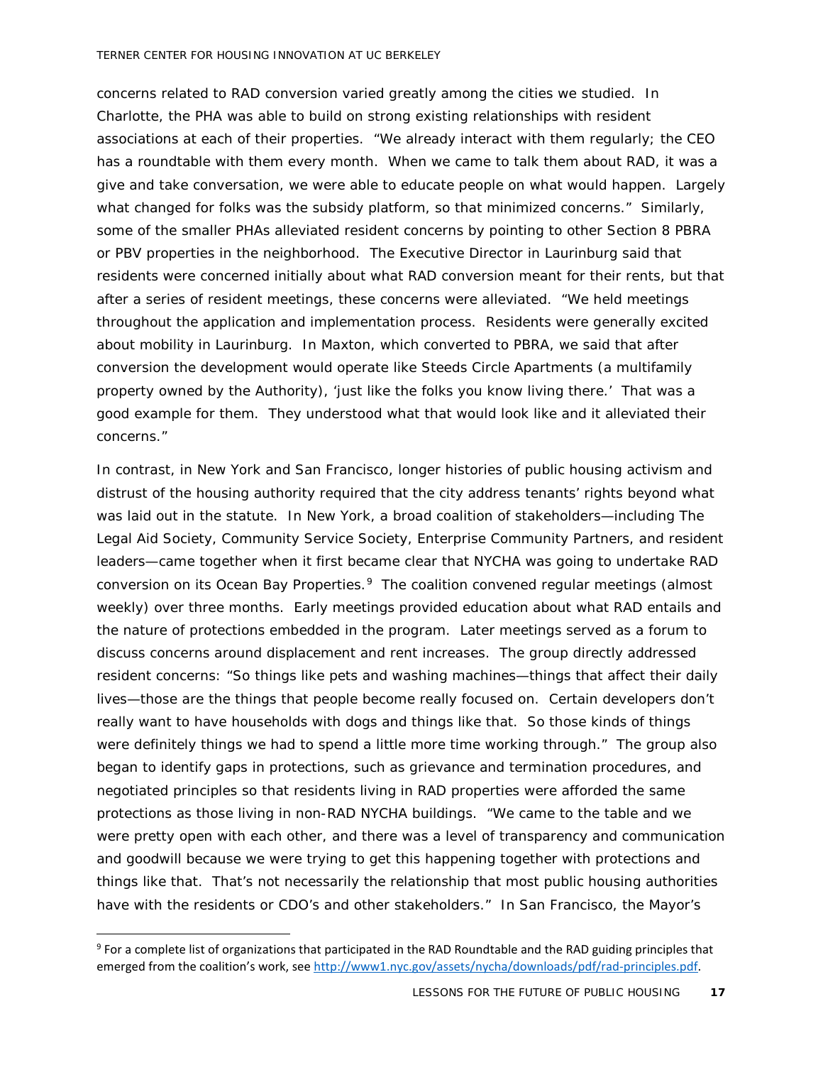concerns related to RAD conversion varied greatly among the cities we studied. In Charlotte, the PHA was able to build on strong existing relationships with resident associations at each of their properties. "We already interact with them regularly; the CEO has a roundtable with them every month. When we came to talk them about RAD, it was a give and take conversation, we were able to educate people on what would happen. Largely what changed for folks was the subsidy platform, so that minimized concerns." Similarly, some of the smaller PHAs alleviated resident concerns by pointing to other Section 8 PBRA or PBV properties in the neighborhood. The Executive Director in Laurinburg said that residents were concerned initially about what RAD conversion meant for their rents, but that after a series of resident meetings, these concerns were alleviated. "We held meetings throughout the application and implementation process. Residents were generally excited about mobility in Laurinburg. In Maxton, which converted to PBRA, we said that after conversion the development would operate like Steeds Circle Apartments (a multifamily property owned by the Authority), 'just like the folks you know living there.' That was a good example for them. They understood what that would look like and it alleviated their concerns."

In contrast, in New York and San Francisco, longer histories of public housing activism and distrust of the housing authority required that the city address tenants' rights beyond what was laid out in the statute. In New York, a broad coalition of stakeholders—including The Legal Aid Society, Community Service Society, Enterprise Community Partners, and resident leaders—came together when it first became clear that NYCHA was going to undertake RAD conversion on its Ocean Bay Properties.[9] The coalition convened regular meetings (almost weekly) over three months. Early meetings provided education about what RAD entails and the nature of protections embedded in the program. Later meetings served as a forum to discuss concerns around displacement and rent increases. The group directly addressed resident concerns: "So things like pets and washing machines—things that affect their daily lives—those are the things that people become really focused on. Certain developers don't really want to have households with dogs and things like that. So those kinds of things were definitely things we had to spend a little more time working through." The group also began to identify gaps in protections, such as grievance and termination procedures, and negotiated principles so that residents living in RAD properties were afforded the same protections as those living in non-RAD NYCHA buildings. "We came to the table and we were pretty open with each other, and there was a level of transparency and communication and goodwill because we were trying to get this happening together with protections and things like that. That's not necessarily the relationship that most public housing authorities have with the residents or CDO's and other stakeholders." In San Francisco, the Mayor's

[9] For a complete list of organizations that participated in the RAD Roundtable and the RAD guiding principles that emerged from the coalition's work, see http://www1.nyc.gov/assets/nycha/downloads/pdf/rad-principles.pdf.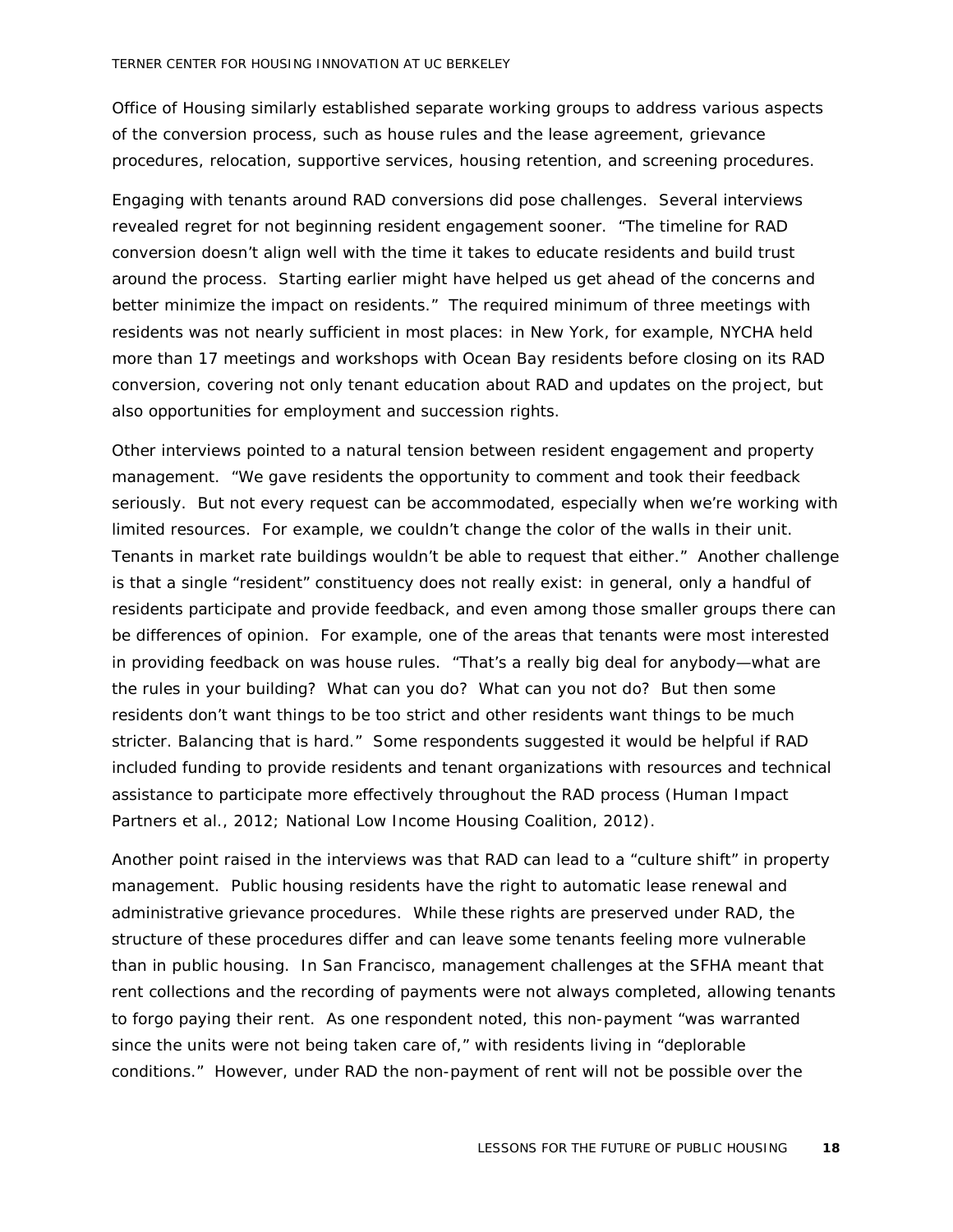Office of Housing similarly established separate working groups to address various aspects of the conversion process, such as house rules and the lease agreement, grievance procedures, relocation, supportive services, housing retention, and screening procedures.

Engaging with tenants around RAD conversions did pose challenges. Several interviews revealed regret for not beginning resident engagement sooner. "The timeline for RAD conversion doesn't align well with the time it takes to educate residents and build trust around the process. Starting earlier might have helped us get ahead of the concerns and better minimize the impact on residents." The required minimum of three meetings with residents was not nearly sufficient in most places: in New York, for example, NYCHA held more than 17 meetings and workshops with Ocean Bay residents before closing on its RAD conversion, covering not only tenant education about RAD and updates on the project, but also opportunities for employment and succession rights.

Other interviews pointed to a natural tension between resident engagement and property management. "We gave residents the opportunity to comment and took their feedback seriously. But not every request can be accommodated, especially when we're working with limited resources. For example, we couldn't change the color of the walls in their unit. Tenants in market rate buildings wouldn't be able to request that either." Another challenge is that a single "resident" constituency does not really exist: in general, only a handful of residents participate and provide feedback, and even among those smaller groups there can be differences of opinion. For example, one of the areas that tenants were most interested in providing feedback on was house rules. "That's a really big deal for anybody—what are the rules in your building? What can you do? What can you not do? But then some residents don't want things to be too strict and other residents want things to be much stricter. Balancing that is hard." Some respondents suggested it would be helpful if RAD included funding to provide residents and tenant organizations with resources and technical assistance to participate more effectively throughout the RAD process (Human Impact Partners et al., 2012; National Low Income Housing Coalition, 2012).

Another point raised in the interviews was that RAD can lead to a "culture shift" in property management. Public housing residents have the right to automatic lease renewal and administrative grievance procedures. While these rights are preserved under RAD, the structure of these procedures differ and can leave some tenants feeling more vulnerable than in public housing. In San Francisco, management challenges at the SFHA meant that rent collections and the recording of payments were not always completed, allowing tenants to forgo paying their rent. As one respondent noted, this non-payment "was warranted since the units were not being taken care of," with residents living in "deplorable conditions." However, under RAD the non-payment of rent will not be possible over the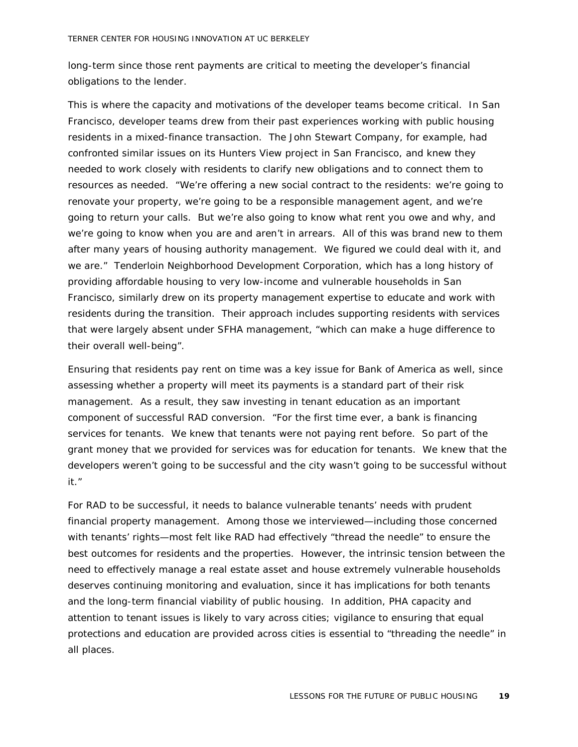long-term since those rent payments are critical to meeting the developer's financial obligations to the lender.

This is where the capacity and motivations of the developer teams become critical. In San Francisco, developer teams drew from their past experiences working with public housing residents in a mixed-finance transaction. The John Stewart Company, for example, had confronted similar issues on its Hunters View project in San Francisco, and knew they needed to work closely with residents to clarify new obligations and to connect them to resources as needed. "We're offering a new social contract to the residents: we're going to renovate your property, we're going to be a responsible management agent, and we're going to return your calls. But we're also going to know what rent you owe and why, and we're going to know when you are and aren't in arrears. All of this was brand new to them after many years of housing authority management. We figured we could deal with it, and we are." Tenderloin Neighborhood Development Corporation, which has a long history of providing affordable housing to very low-income and vulnerable households in San Francisco, similarly drew on its property management expertise to educate and work with residents during the transition. Their approach includes supporting residents with services that were largely absent under SFHA management, "which can make a huge difference to their overall well-being".

Ensuring that residents pay rent on time was a key issue for Bank of America as well, since assessing whether a property will meet its payments is a standard part of their risk management. As a result, they saw investing in tenant education as an important component of successful RAD conversion. "For the first time ever, a bank is financing services for tenants. We knew that tenants were not paying rent before. So part of the grant money that we provided for services was for education for tenants. We knew that the developers weren't going to be successful and the city wasn't going to be successful without it."

For RAD to be successful, it needs to balance vulnerable tenants' needs with prudent financial property management. Among those we interviewed—including those concerned with tenants' rights—most felt like RAD had effectively "thread the needle" to ensure the best outcomes for residents and the properties. However, the intrinsic tension between the need to effectively manage a real estate asset and house extremely vulnerable households deserves continuing monitoring and evaluation, since it has implications for both tenants and the long-term financial viability of public housing. In addition, PHA capacity and attention to tenant issues is likely to vary across cities; vigilance to ensuring that equal protections and education are provided across cities is essential to "threading the needle" in all places.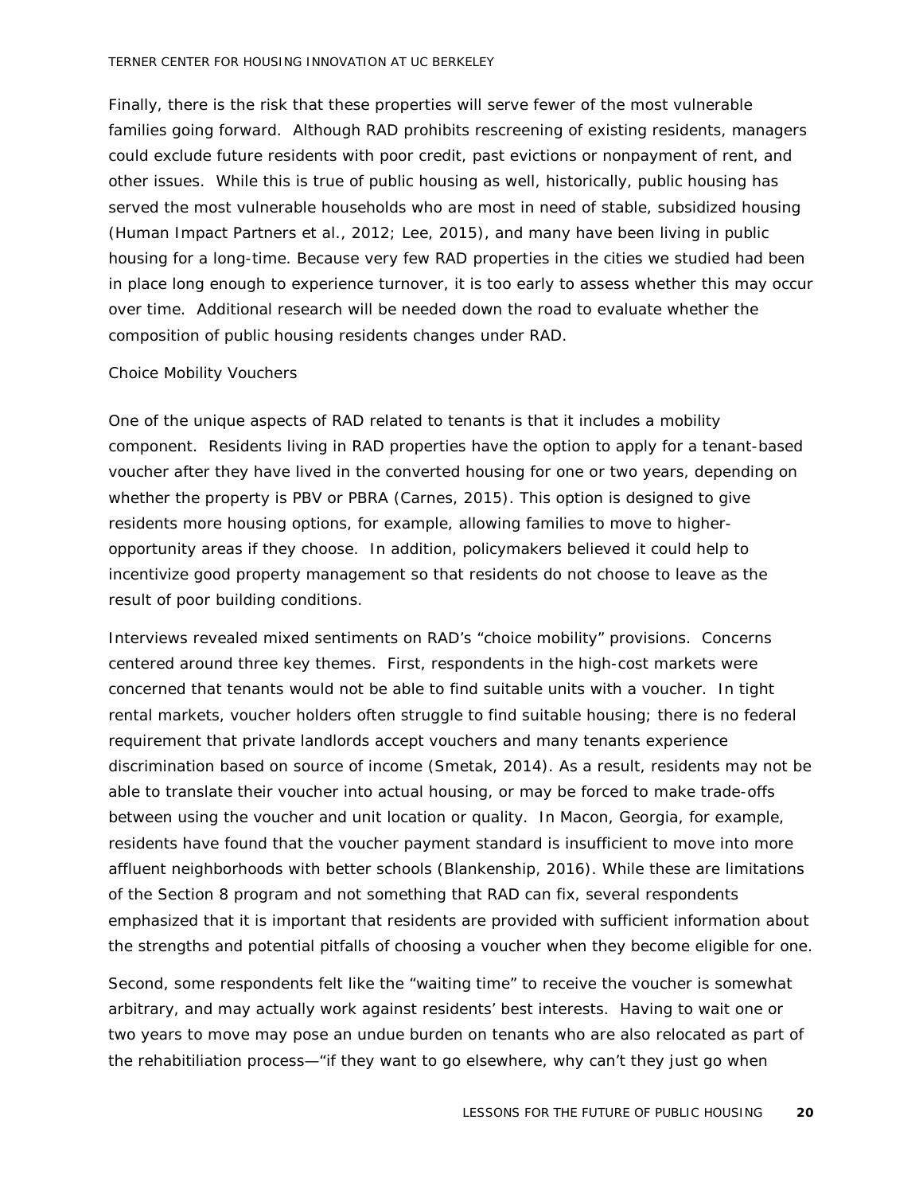Finally, there is the risk that these properties will serve fewer of the most vulnerable families going forward. Although RAD prohibits rescreening of existing residents, managers could exclude future residents with poor credit, past evictions or nonpayment of rent, and other issues. While this is true of public housing as well, historically, public housing has served the most vulnerable households who are most in need of stable, subsidized housing (Human Impact Partners et al., 2012; Lee, 2015), and many have been living in public housing for a long-time. Because very few RAD properties in the cities we studied had been in place long enough to experience turnover, it is too early to assess whether this may occur over time. Additional research will be needed down the road to evaluate whether the composition of public housing residents changes under RAD.

### Choice Mobility Vouchers

One of the unique aspects of RAD related to tenants is that it includes a mobility component. Residents living in RAD properties have the option to apply for a tenant-based voucher after they have lived in the converted housing for one or two years, depending on whether the property is PBV or PBRA (Carnes, 2015). This option is designed to give residents more housing options, for example, allowing families to move to higher-opportunity areas if they choose. In addition, policymakers believed it could help to incentivize good property management so that residents do not choose to leave as the result of poor building conditions.

Interviews revealed mixed sentiments on RAD's "choice mobility" provisions. Concerns centered around three key themes. First, respondents in the high-cost markets were concerned that tenants would not be able to find suitable units with a voucher. In tight rental markets, voucher holders often struggle to find suitable housing; there is no federal requirement that private landlords accept vouchers and many tenants experience discrimination based on source of income (Smetak, 2014). As a result, residents may not be able to translate their voucher into actual housing, or may be forced to make trade-offs between using the voucher and unit location or quality. In Macon, Georgia, for example, residents have found that the voucher payment standard is insufficient to move into more affluent neighborhoods with better schools (Blankenship, 2016). While these are limitations of the Section 8 program and not something that RAD can fix, several respondents emphasized that it is important that residents are provided with sufficient information about the strengths and potential pitfalls of choosing a voucher when they become eligible for one.

Second, some respondents felt like the "waiting time" to receive the voucher is somewhat arbitrary, and may actually work against residents' best interests. Having to wait one or two years to move may pose an undue burden on tenants who are also relocated as part of the rehabitiliation process—"if they want to go elsewhere, why can't they just go when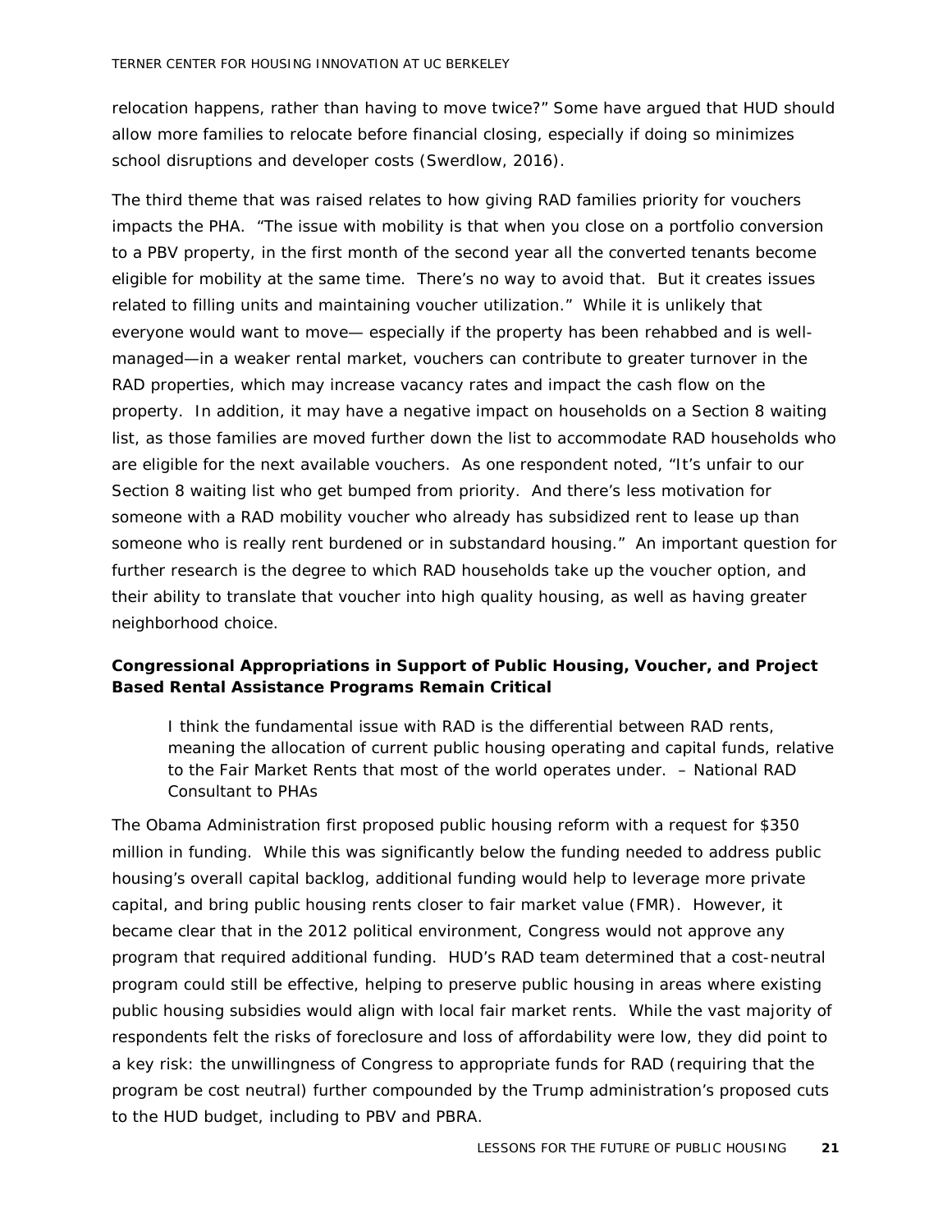relocation happens, rather than having to move twice?" Some have argued that HUD should allow more families to relocate before financial closing, especially if doing so minimizes school disruptions and developer costs (Swerdlow, 2016).

The third theme that was raised relates to how giving RAD families priority for vouchers impacts the PHA. "The issue with mobility is that when you close on a portfolio conversion to a PBV property, in the first month of the second year all the converted tenants become eligible for mobility at the same time. There's no way to avoid that. But it creates issues related to filling units and maintaining voucher utilization." While it is unlikely that everyone would want to move— especially if the property has been rehabbed and is well-managed—in a weaker rental market, vouchers can contribute to greater turnover in the RAD properties, which may increase vacancy rates and impact the cash flow on the property. In addition, it may have a negative impact on households on a Section 8 waiting list, as those families are moved further down the list to accommodate RAD households who are eligible for the next available vouchers. As one respondent noted, "It's unfair to our Section 8 waiting list who get bumped from priority. And there's less motivation for someone with a RAD mobility voucher who already has subsidized rent to lease up than someone who is really rent burdened or in substandard housing." An important question for further research is the degree to which RAD households take up the voucher option, and their ability to translate that voucher into high quality housing, as well as having greater neighborhood choice.

**Congressional Appropriations in Support of Public Housing, Voucher, and Project Based Rental Assistance Programs Remain Critical**

> I think the fundamental issue with RAD is the differential between RAD rents, meaning the allocation of current public housing operating and capital funds, relative to the Fair Market Rents that most of the world operates under. – National RAD Consultant to PHAs

The Obama Administration first proposed public housing reform with a request for $350 million in funding. While this was significantly below the funding needed to address public housing's overall capital backlog, additional funding would help to leverage more private capital, and bring public housing rents closer to fair market value (FMR). However, it became clear that in the 2012 political environment, Congress would not approve any program that required additional funding. HUD's RAD team determined that a cost-neutral program could still be effective, helping to preserve public housing in areas where existing public housing subsidies would align with local fair market rents. While the vast majority of respondents felt the risks of foreclosure and loss of affordability were low, they did point to a key risk: the unwillingness of Congress to appropriate funds for RAD (requiring that the program be cost neutral) further compounded by the Trump administration's proposed cuts to the HUD budget, including to PBV and PBRA.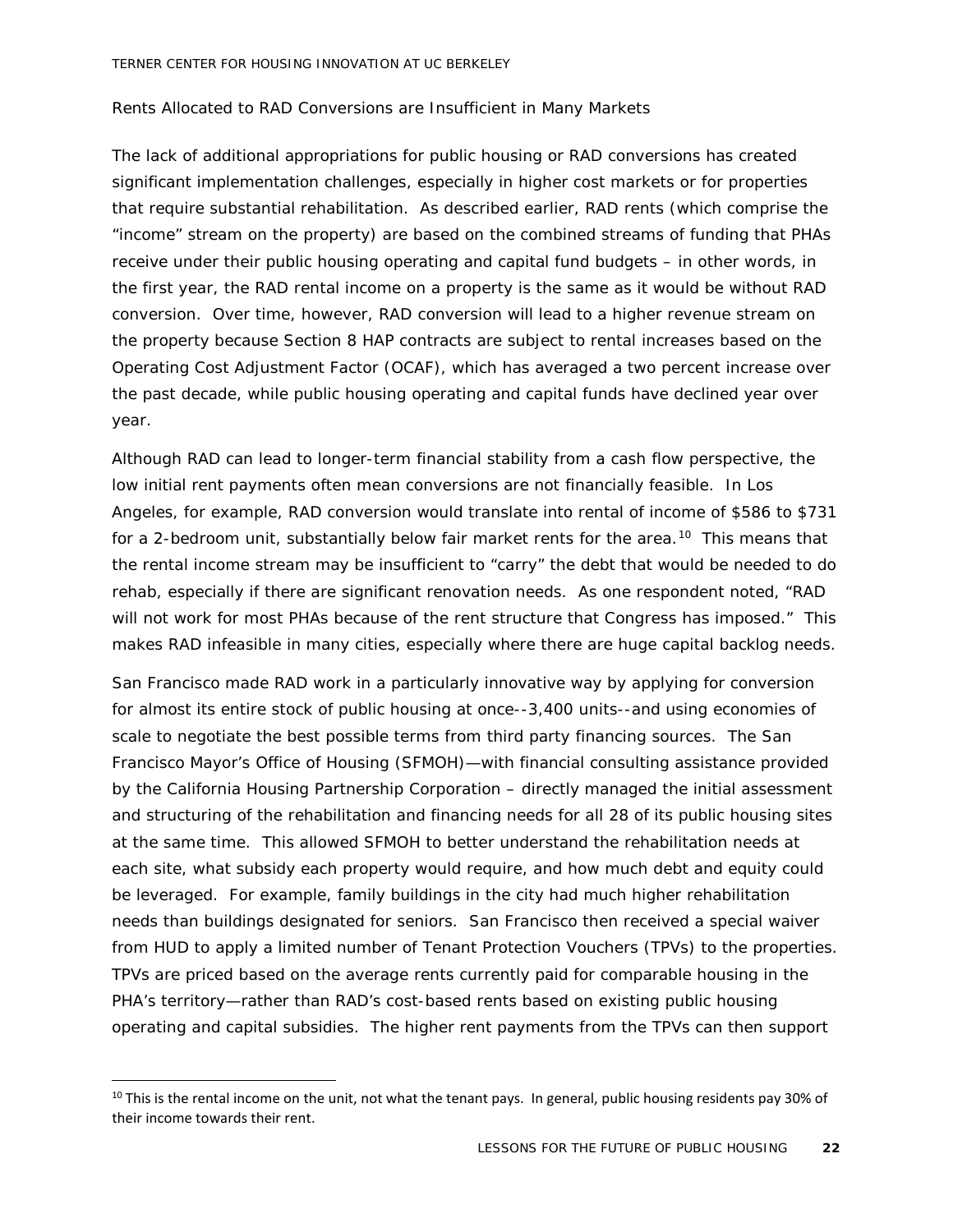### Rents Allocated to RAD Conversions are Insufficient in Many Markets

The lack of additional appropriations for public housing or RAD conversions has created significant implementation challenges, especially in higher cost markets or for properties that require substantial rehabilitation. As described earlier, RAD rents (which comprise the "income" stream on the property) are based on the combined streams of funding that PHAs receive under their public housing operating and capital fund budgets – in other words, in the first year, the RAD rental income on a property is the same as it would be without RAD conversion. Over time, however, RAD conversion will lead to a higher revenue stream on the property because Section 8 HAP contracts are subject to rental increases based on the Operating Cost Adjustment Factor (OCAF), which has averaged a two percent increase over the past decade, while public housing operating and capital funds have declined year over year.

Although RAD can lead to longer-term financial stability from a cash flow perspective, the low initial rent payments often mean conversions are not financially feasible. In Los Angeles, for example, RAD conversion would translate into rental of income of $586 to $731 for a 2-bedroom unit, substantially below fair market rents for the area.[10] This means that the rental income stream may be insufficient to "carry" the debt that would be needed to do rehab, especially if there are significant renovation needs. As one respondent noted, "RAD will not work for most PHAs because of the rent structure that Congress has imposed." This makes RAD infeasible in many cities, especially where there are huge capital backlog needs.

San Francisco made RAD work in a particularly innovative way by applying for conversion for almost its entire stock of public housing at once--3,400 units--and using economies of scale to negotiate the best possible terms from third party financing sources. The San Francisco Mayor's Office of Housing (SFMOH)—with financial consulting assistance provided by the California Housing Partnership Corporation – directly managed the initial assessment and structuring of the rehabilitation and financing needs for all 28 of its public housing sites at the same time. This allowed SFMOH to better understand the rehabilitation needs at each site, what subsidy each property would require, and how much debt and equity could be leveraged. For example, family buildings in the city had much higher rehabilitation needs than buildings designated for seniors. San Francisco then received a special waiver from HUD to apply a limited number of Tenant Protection Vouchers (TPVs) to the properties. TPVs are priced based on the average rents currently paid for comparable housing in the PHA's territory—rather than RAD's cost-based rents based on existing public housing operating and capital subsidies. The higher rent payments from the TPVs can then support

[10] This is the rental income on the unit, not what the tenant pays. In general, public housing residents pay 30% of their income towards their rent.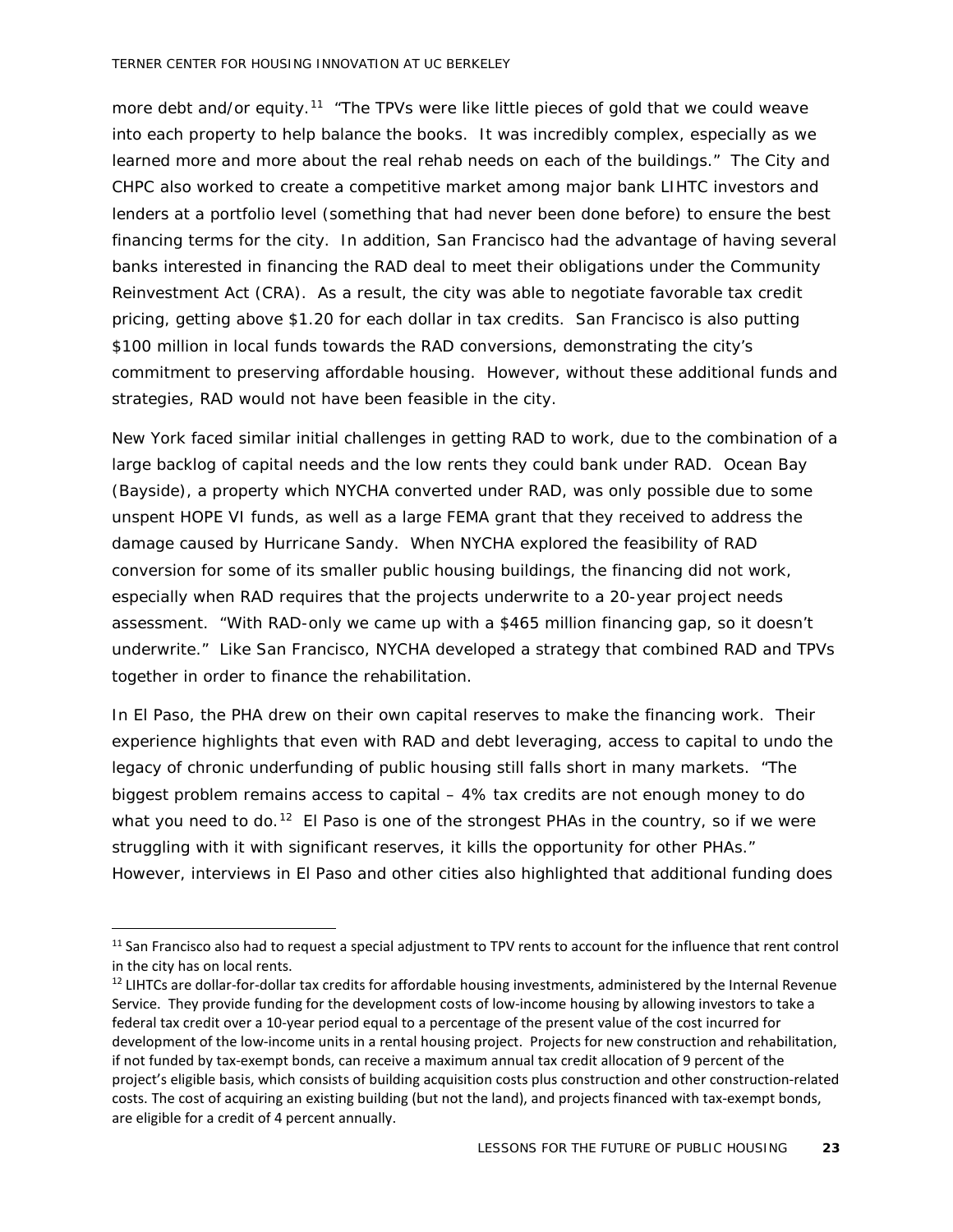more debt and/or equity.[11] "The TPVs were like little pieces of gold that we could weave into each property to help balance the books. It was incredibly complex, especially as we learned more and more about the real rehab needs on each of the buildings." The City and CHPC also worked to create a competitive market among major bank LIHTC investors and lenders at a portfolio level (something that had never been done before) to ensure the best financing terms for the city. In addition, San Francisco had the advantage of having several banks interested in financing the RAD deal to meet their obligations under the Community Reinvestment Act (CRA). As a result, the city was able to negotiate favorable tax credit pricing, getting above $1.20 for each dollar in tax credits. San Francisco is also putting $100 million in local funds towards the RAD conversions, demonstrating the city's commitment to preserving affordable housing. However, without these additional funds and strategies, RAD would not have been feasible in the city.

New York faced similar initial challenges in getting RAD to work, due to the combination of a large backlog of capital needs and the low rents they could bank under RAD. Ocean Bay (Bayside), a property which NYCHA converted under RAD, was only possible due to some unspent HOPE VI funds, as well as a large FEMA grant that they received to address the damage caused by Hurricane Sandy. When NYCHA explored the feasibility of RAD conversion for some of its smaller public housing buildings, the financing did not work, especially when RAD requires that the projects underwrite to a 20-year project needs assessment. "With RAD-only we came up with a $465 million financing gap, so it doesn't underwrite." Like San Francisco, NYCHA developed a strategy that combined RAD and TPVs together in order to finance the rehabilitation.

In El Paso, the PHA drew on their own capital reserves to make the financing work. Their experience highlights that even with RAD and debt leveraging, access to capital to undo the legacy of chronic underfunding of public housing still falls short in many markets. "The biggest problem remains access to capital – 4% tax credits are not enough money to do what you need to do.[12] El Paso is one of the strongest PHAs in the country, so if we were struggling with it with significant reserves, it kills the opportunity for other PHAs." However, interviews in El Paso and other cities also highlighted that additional funding does

---

[11] San Francisco also had to request a special adjustment to TPV rents to account for the influence that rent control in the city has on local rents.

[12] LIHTCs are dollar-for-dollar tax credits for affordable housing investments, administered by the Internal Revenue Service. They provide funding for the development costs of low-income housing by allowing investors to take a federal tax credit over a 10-year period equal to a percentage of the present value of the cost incurred for development of the low-income units in a rental housing project. Projects for new construction and rehabilitation, if not funded by tax-exempt bonds, can receive a maximum annual tax credit allocation of 9 percent of the project's eligible basis, which consists of building acquisition costs plus construction and other construction-related costs. The cost of acquiring an existing building (but not the land), and projects financed with tax-exempt bonds, are eligible for a credit of 4 percent annually.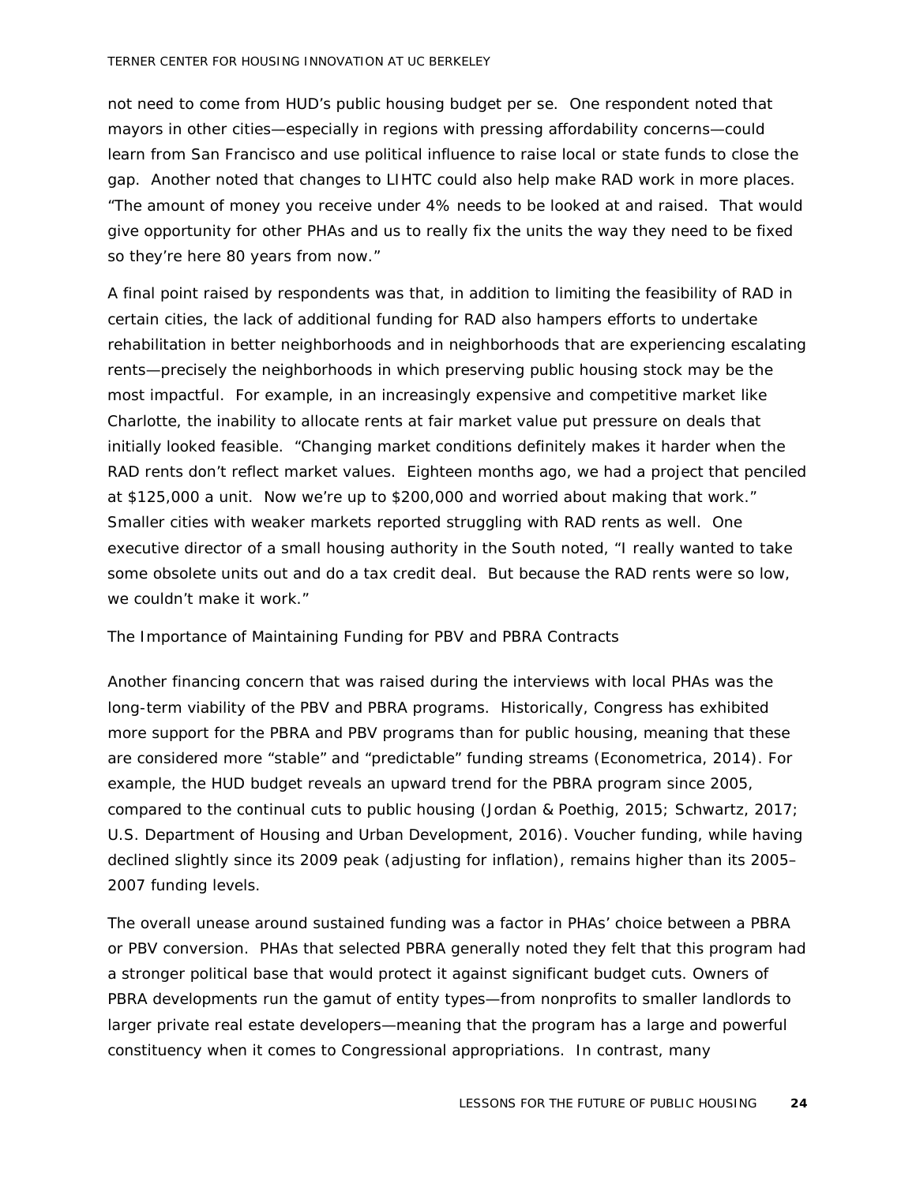not need to come from HUD's public housing budget per se. One respondent noted that mayors in other cities—especially in regions with pressing affordability concerns—could learn from San Francisco and use political influence to raise local or state funds to close the gap. Another noted that changes to LIHTC could also help make RAD work in more places. "The amount of money you receive under 4% needs to be looked at and raised. That would give opportunity for other PHAs and us to really fix the units the way they need to be fixed so they're here 80 years from now."

A final point raised by respondents was that, in addition to limiting the feasibility of RAD in certain cities, the lack of additional funding for RAD also hampers efforts to undertake rehabilitation in better neighborhoods and in neighborhoods that are experiencing escalating rents—precisely the neighborhoods in which preserving public housing stock may be the most impactful. For example, in an increasingly expensive and competitive market like Charlotte, the inability to allocate rents at fair market value put pressure on deals that initially looked feasible. "Changing market conditions definitely makes it harder when the RAD rents don't reflect market values. Eighteen months ago, we had a project that penciled at $125,000 a unit. Now we're up to $200,000 and worried about making that work." Smaller cities with weaker markets reported struggling with RAD rents as well. One executive director of a small housing authority in the South noted, "I really wanted to take some obsolete units out and do a tax credit deal. But because the RAD rents were so low, we couldn't make it work."

### The Importance of Maintaining Funding for PBV and PBRA Contracts

Another financing concern that was raised during the interviews with local PHAs was the long-term viability of the PBV and PBRA programs. Historically, Congress has exhibited more support for the PBRA and PBV programs than for public housing, meaning that these are considered more "stable" and "predictable" funding streams (Econometrica, 2014). For example, the HUD budget reveals an upward trend for the PBRA program since 2005, compared to the continual cuts to public housing (Jordan & Poethig, 2015; Schwartz, 2017; U.S. Department of Housing and Urban Development, 2016). Voucher funding, while having declined slightly since its 2009 peak (adjusting for inflation), remains higher than its 2005–2007 funding levels.

The overall unease around sustained funding was a factor in PHAs' choice between a PBRA or PBV conversion. PHAs that selected PBRA generally noted they felt that this program had a stronger political base that would protect it against significant budget cuts. Owners of PBRA developments run the gamut of entity types—from nonprofits to smaller landlords to larger private real estate developers—meaning that the program has a large and powerful constituency when it comes to Congressional appropriations. In contrast, many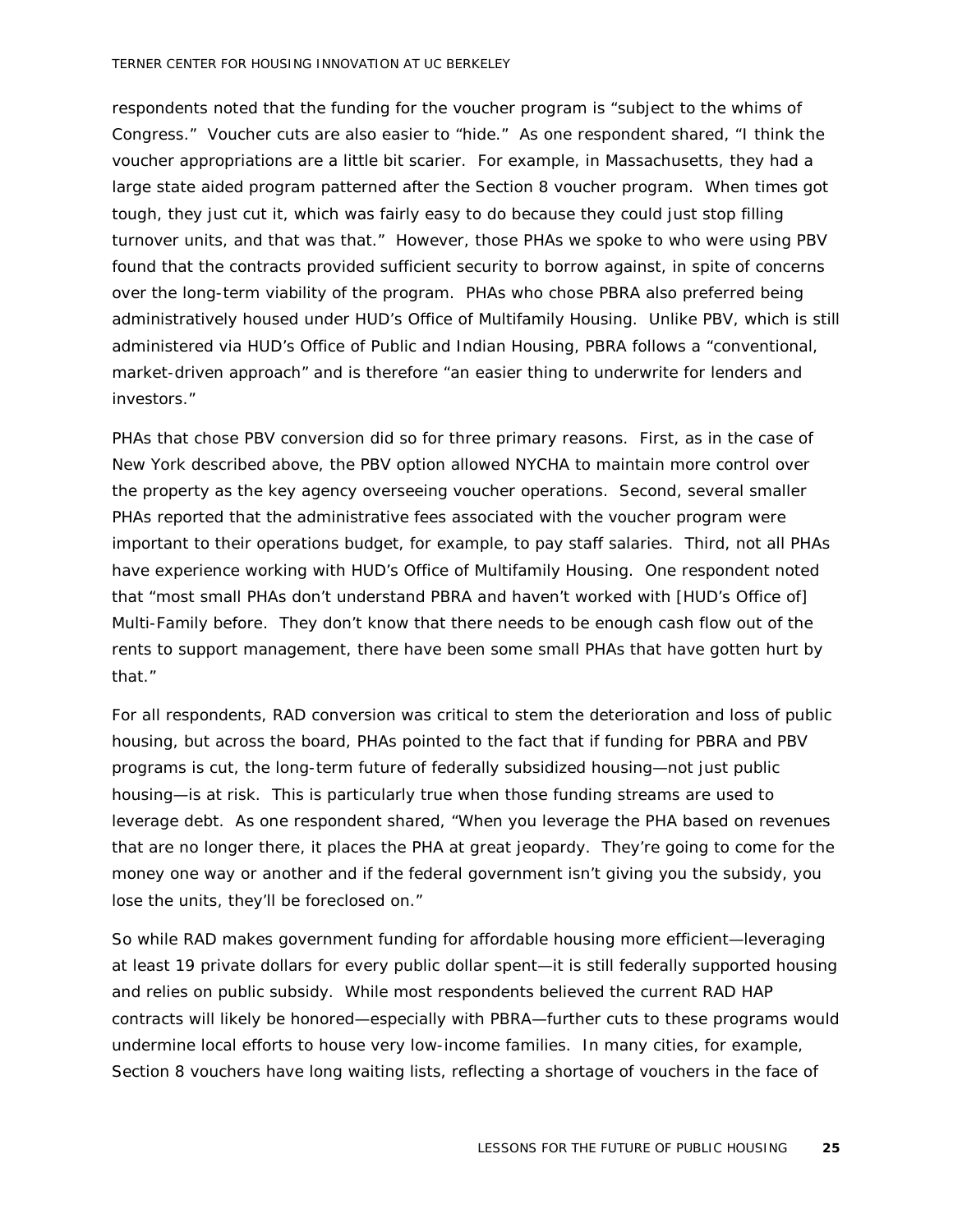respondents noted that the funding for the voucher program is "subject to the whims of Congress." Voucher cuts are also easier to "hide." As one respondent shared, "I think the voucher appropriations are a little bit scarier. For example, in Massachusetts, they had a large state aided program patterned after the Section 8 voucher program. When times got tough, they just cut it, which was fairly easy to do because they could just stop filling turnover units, and that was that." However, those PHAs we spoke to who were using PBV found that the contracts provided sufficient security to borrow against, in spite of concerns over the long-term viability of the program. PHAs who chose PBRA also preferred being administratively housed under HUD's Office of Multifamily Housing. Unlike PBV, which is still administered via HUD's Office of Public and Indian Housing, PBRA follows a "conventional, market-driven approach" and is therefore "an easier thing to underwrite for lenders and investors."

PHAs that chose PBV conversion did so for three primary reasons. First, as in the case of New York described above, the PBV option allowed NYCHA to maintain more control over the property as the key agency overseeing voucher operations. Second, several smaller PHAs reported that the administrative fees associated with the voucher program were important to their operations budget, for example, to pay staff salaries. Third, not all PHAs have experience working with HUD's Office of Multifamily Housing. One respondent noted that "most small PHAs don't understand PBRA and haven't worked with [HUD's Office of] Multi-Family before. They don't know that there needs to be enough cash flow out of the rents to support management, there have been some small PHAs that have gotten hurt by that."

For all respondents, RAD conversion was critical to stem the deterioration and loss of public housing, but across the board, PHAs pointed to the fact that if funding for PBRA and PBV programs is cut, the long-term future of federally subsidized housing—not just public housing—is at risk. This is particularly true when those funding streams are used to leverage debt. As one respondent shared, "When you leverage the PHA based on revenues that are no longer there, it places the PHA at great jeopardy. They're going to come for the money one way or another and if the federal government isn't giving you the subsidy, you lose the units, they'll be foreclosed on."

So while RAD makes government funding for affordable housing more efficient—leveraging at least 19 private dollars for every public dollar spent—it is still federally supported housing and relies on public subsidy. While most respondents believed the current RAD HAP contracts will likely be honored—especially with PBRA—further cuts to these programs would undermine local efforts to house very low-income families. In many cities, for example, Section 8 vouchers have long waiting lists, reflecting a shortage of vouchers in the face of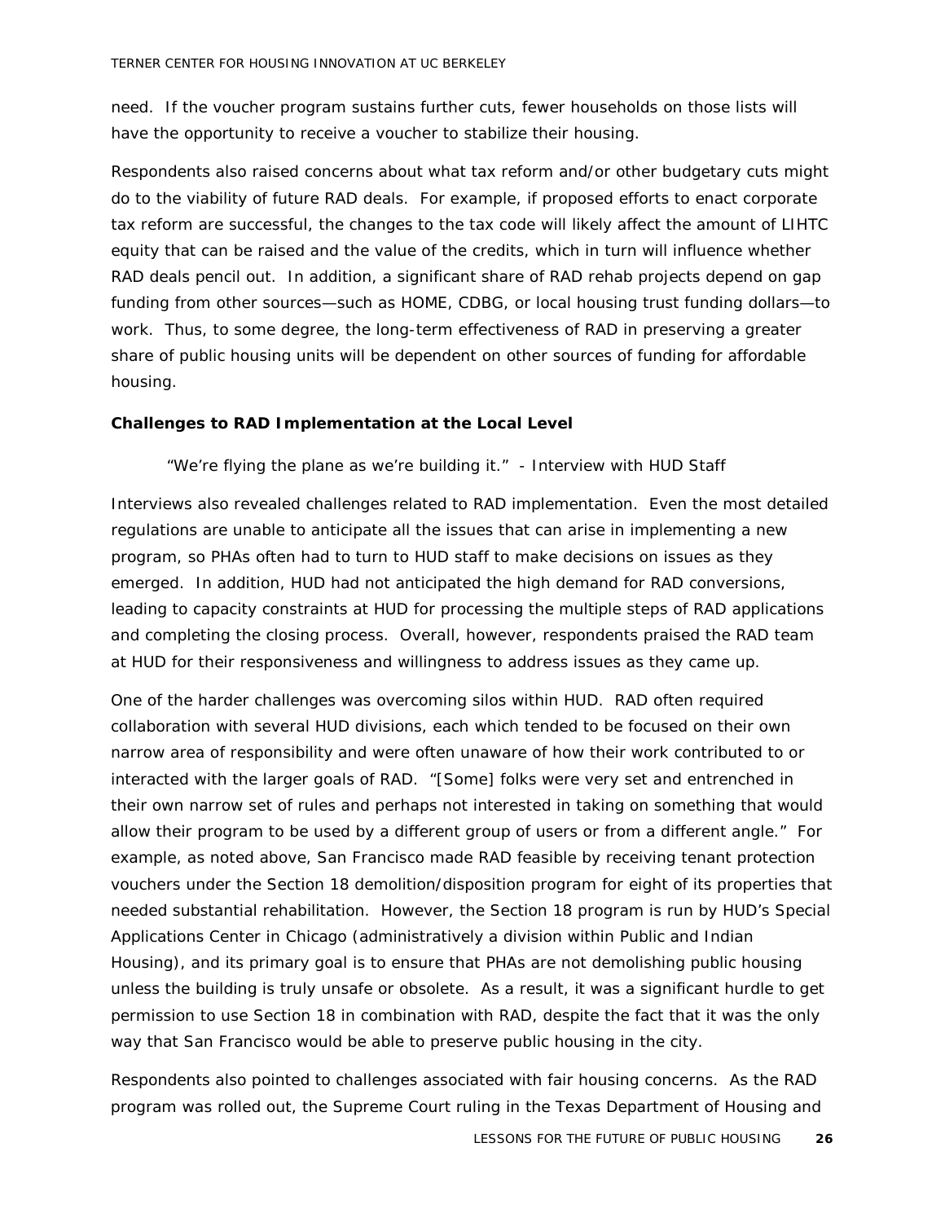need. If the voucher program sustains further cuts, fewer households on those lists will have the opportunity to receive a voucher to stabilize their housing.

Respondents also raised concerns about what tax reform and/or other budgetary cuts might do to the viability of future RAD deals. For example, if proposed efforts to enact corporate tax reform are successful, the changes to the tax code will likely affect the amount of LIHTC equity that can be raised and the value of the credits, which in turn will influence whether RAD deals pencil out. In addition, a significant share of RAD rehab projects depend on gap funding from other sources—such as HOME, CDBG, or local housing trust funding dollars—to work. Thus, to some degree, the long-term effectiveness of RAD in preserving a greater share of public housing units will be dependent on other sources of funding for affordable housing.

**Challenges to RAD Implementation at the Local Level**

"We're flying the plane as we're building it." - Interview with HUD Staff

Interviews also revealed challenges related to RAD implementation. Even the most detailed regulations are unable to anticipate all the issues that can arise in implementing a new program, so PHAs often had to turn to HUD staff to make decisions on issues as they emerged. In addition, HUD had not anticipated the high demand for RAD conversions, leading to capacity constraints at HUD for processing the multiple steps of RAD applications and completing the closing process. Overall, however, respondents praised the RAD team at HUD for their responsiveness and willingness to address issues as they came up.

One of the harder challenges was overcoming silos within HUD. RAD often required collaboration with several HUD divisions, each which tended to be focused on their own narrow area of responsibility and were often unaware of how their work contributed to or interacted with the larger goals of RAD. "[Some] folks were very set and entrenched in their own narrow set of rules and perhaps not interested in taking on something that would allow their program to be used by a different group of users or from a different angle." For example, as noted above, San Francisco made RAD feasible by receiving tenant protection vouchers under the Section 18 demolition/disposition program for eight of its properties that needed substantial rehabilitation. However, the Section 18 program is run by HUD's Special Applications Center in Chicago (administratively a division within Public and Indian Housing), and its primary goal is to ensure that PHAs are not demolishing public housing unless the building is truly unsafe or obsolete. As a result, it was a significant hurdle to get permission to use Section 18 in combination with RAD, despite the fact that it was the only way that San Francisco would be able to preserve public housing in the city.

Respondents also pointed to challenges associated with fair housing concerns. As the RAD program was rolled out, the Supreme Court ruling in the Texas Department of Housing and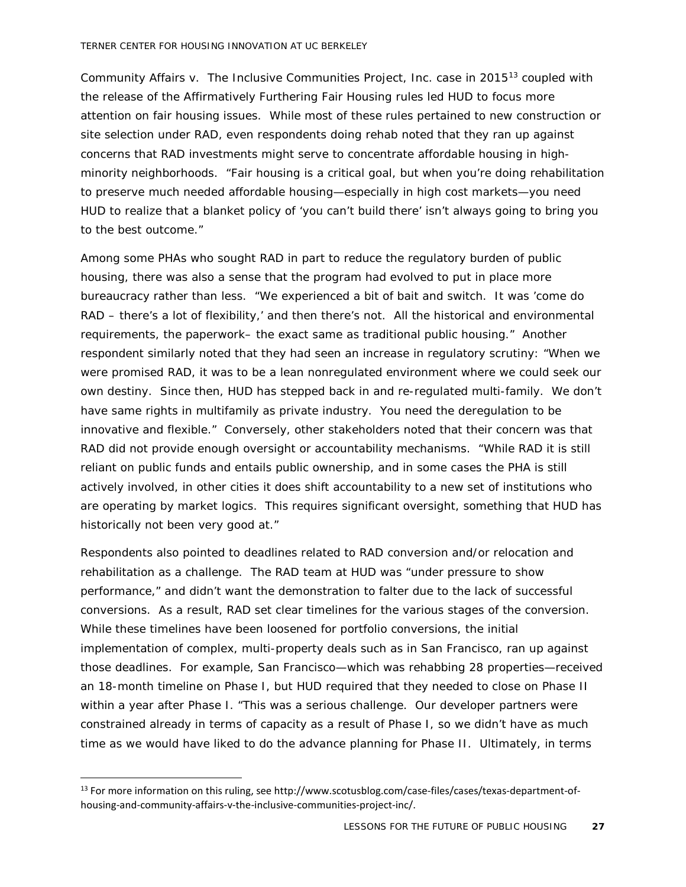Community Affairs v. The Inclusive Communities Project, Inc. case in 2015[13] coupled with the release of the Affirmatively Furthering Fair Housing rules led HUD to focus more attention on fair housing issues. While most of these rules pertained to new construction or site selection under RAD, even respondents doing rehab noted that they ran up against concerns that RAD investments might serve to concentrate affordable housing in high-minority neighborhoods. "Fair housing is a critical goal, but when you're doing rehabilitation to preserve much needed affordable housing—especially in high cost markets—you need HUD to realize that a blanket policy of 'you can't build there' isn't always going to bring you to the best outcome."

Among some PHAs who sought RAD in part to reduce the regulatory burden of public housing, there was also a sense that the program had evolved to put in place more bureaucracy rather than less. "We experienced a bit of bait and switch. It was 'come do RAD – there's a lot of flexibility,' and then there's not. All the historical and environmental requirements, the paperwork– the exact same as traditional public housing." Another respondent similarly noted that they had seen an increase in regulatory scrutiny: "When we were promised RAD, it was to be a lean nonregulated environment where we could seek our own destiny. Since then, HUD has stepped back in and re-regulated multi-family. We don't have same rights in multifamily as private industry. You need the deregulation to be innovative and flexible." Conversely, other stakeholders noted that their concern was that RAD did not provide enough oversight or accountability mechanisms. "While RAD it is still reliant on public funds and entails public ownership, and in some cases the PHA is still actively involved, in other cities it does shift accountability to a new set of institutions who are operating by market logics. This requires significant oversight, something that HUD has historically not been very good at."

Respondents also pointed to deadlines related to RAD conversion and/or relocation and rehabilitation as a challenge. The RAD team at HUD was "under pressure to show performance," and didn't want the demonstration to falter due to the lack of successful conversions. As a result, RAD set clear timelines for the various stages of the conversion. While these timelines have been loosened for portfolio conversions, the initial implementation of complex, multi-property deals such as in San Francisco, ran up against those deadlines. For example, San Francisco—which was rehabbing 28 properties—received an 18-month timeline on Phase I, but HUD required that they needed to close on Phase II within a year after Phase I. "This was a serious challenge. Our developer partners were constrained already in terms of capacity as a result of Phase I, so we didn't have as much time as we would have liked to do the advance planning for Phase II. Ultimately, in terms

---

[13] For more information on this ruling, see http://www.scotusblog.com/case-files/cases/texas-department-of-housing-and-community-affairs-v-the-inclusive-communities-project-inc/.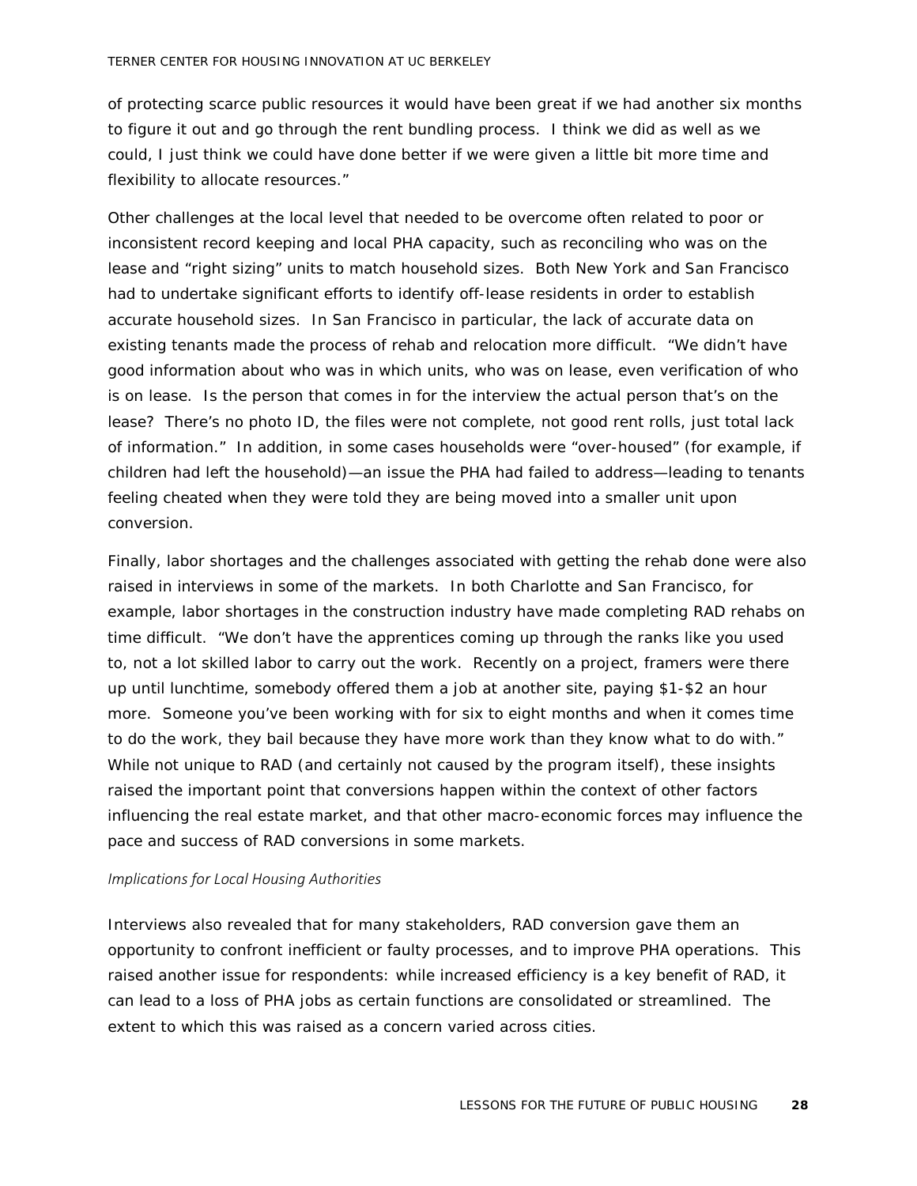of protecting scarce public resources it would have been great if we had another six months to figure it out and go through the rent bundling process. I think we did as well as we could, I just think we could have done better if we were given a little bit more time and flexibility to allocate resources."

Other challenges at the local level that needed to be overcome often related to poor or inconsistent record keeping and local PHA capacity, such as reconciling who was on the lease and "right sizing" units to match household sizes. Both New York and San Francisco had to undertake significant efforts to identify off-lease residents in order to establish accurate household sizes. In San Francisco in particular, the lack of accurate data on existing tenants made the process of rehab and relocation more difficult. "We didn't have good information about who was in which units, who was on lease, even verification of who is on lease. Is the person that comes in for the interview the actual person that's on the lease? There's no photo ID, the files were not complete, not good rent rolls, just total lack of information." In addition, in some cases households were "over-housed" (for example, if children had left the household)—an issue the PHA had failed to address—leading to tenants feeling cheated when they were told they are being moved into a smaller unit upon conversion.

Finally, labor shortages and the challenges associated with getting the rehab done were also raised in interviews in some of the markets. In both Charlotte and San Francisco, for example, labor shortages in the construction industry have made completing RAD rehabs on time difficult. "We don't have the apprentices coming up through the ranks like you used to, not a lot skilled labor to carry out the work. Recently on a project, framers were there up until lunchtime, somebody offered them a job at another site, paying $1-$2 an hour more. Someone you've been working with for six to eight months and when it comes time to do the work, they bail because they have more work than they know what to do with." While not unique to RAD (and certainly not caused by the program itself), these insights raised the important point that conversions happen within the context of other factors influencing the real estate market, and that other macro-economic forces may influence the pace and success of RAD conversions in some markets.

### *Implications for Local Housing Authorities*

Interviews also revealed that for many stakeholders, RAD conversion gave them an opportunity to confront inefficient or faulty processes, and to improve PHA operations. This raised another issue for respondents: while increased efficiency is a key benefit of RAD, it can lead to a loss of PHA jobs as certain functions are consolidated or streamlined. The extent to which this was raised as a concern varied across cities.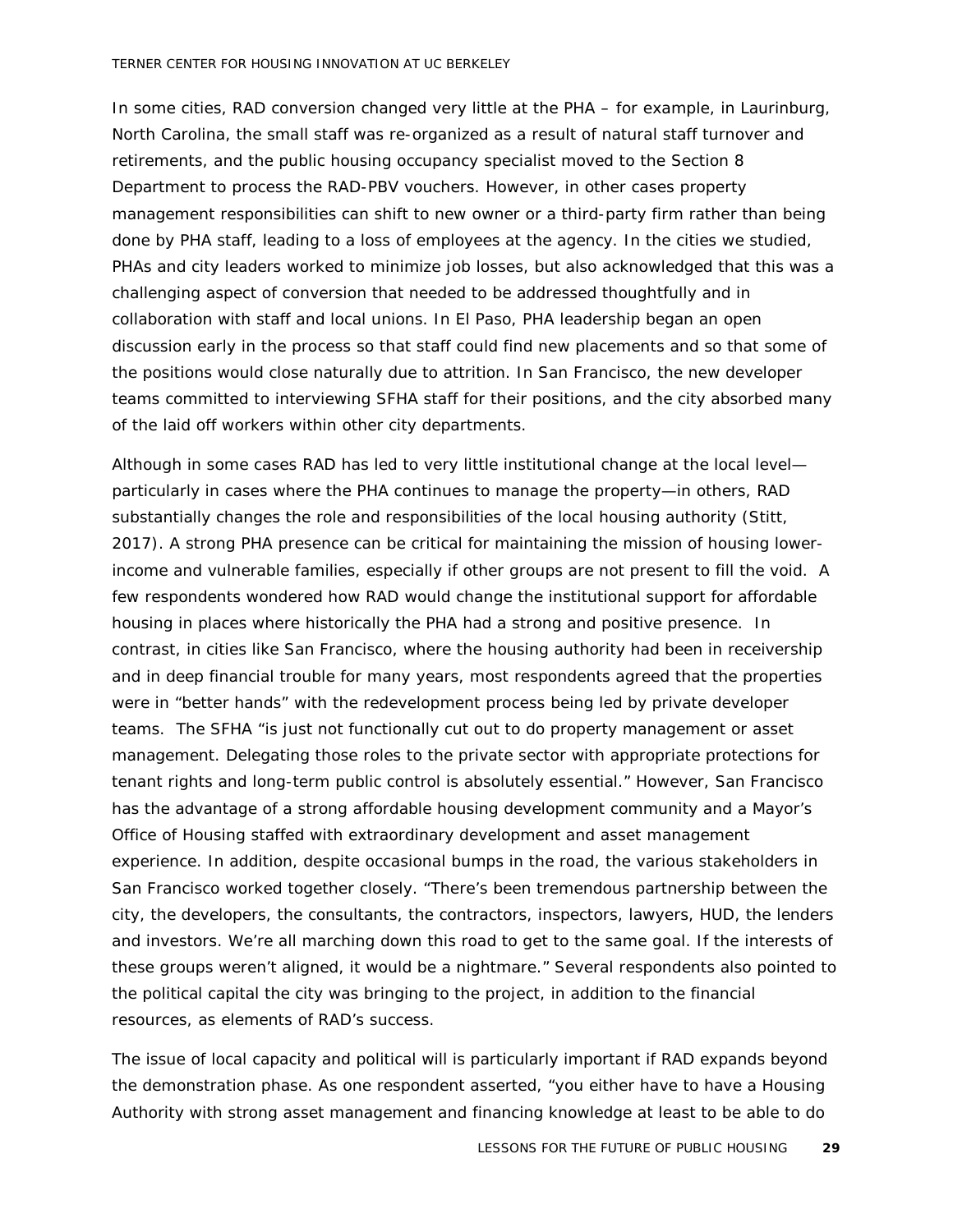In some cities, RAD conversion changed very little at the PHA – for example, in Laurinburg, North Carolina, the small staff was re-organized as a result of natural staff turnover and retirements, and the public housing occupancy specialist moved to the Section 8 Department to process the RAD-PBV vouchers. However, in other cases property management responsibilities can shift to new owner or a third-party firm rather than being done by PHA staff, leading to a loss of employees at the agency. In the cities we studied, PHAs and city leaders worked to minimize job losses, but also acknowledged that this was a challenging aspect of conversion that needed to be addressed thoughtfully and in collaboration with staff and local unions. In El Paso, PHA leadership began an open discussion early in the process so that staff could find new placements and so that some of the positions would close naturally due to attrition. In San Francisco, the new developer teams committed to interviewing SFHA staff for their positions, and the city absorbed many of the laid off workers within other city departments.

Although in some cases RAD has led to very little institutional change at the local level—particularly in cases where the PHA continues to manage the property—in others, RAD substantially changes the role and responsibilities of the local housing authority (Stitt, 2017). A strong PHA presence can be critical for maintaining the mission of housing lower-income and vulnerable families, especially if other groups are not present to fill the void. A few respondents wondered how RAD would change the institutional support for affordable housing in places where historically the PHA had a strong and positive presence. In contrast, in cities like San Francisco, where the housing authority had been in receivership and in deep financial trouble for many years, most respondents agreed that the properties were in "better hands" with the redevelopment process being led by private developer teams. The SFHA "is just not functionally cut out to do property management or asset management. Delegating those roles to the private sector with appropriate protections for tenant rights and long-term public control is absolutely essential." However, San Francisco has the advantage of a strong affordable housing development community and a Mayor's Office of Housing staffed with extraordinary development and asset management experience. In addition, despite occasional bumps in the road, the various stakeholders in San Francisco worked together closely. "There's been tremendous partnership between the city, the developers, the consultants, the contractors, inspectors, lawyers, HUD, the lenders and investors. We're all marching down this road to get to the same goal. If the interests of these groups weren't aligned, it would be a nightmare." Several respondents also pointed to the political capital the city was bringing to the project, in addition to the financial resources, as elements of RAD's success.

The issue of local capacity and political will is particularly important if RAD expands beyond the demonstration phase. As one respondent asserted, "you either have to have a Housing Authority with strong asset management and financing knowledge at least to be able to do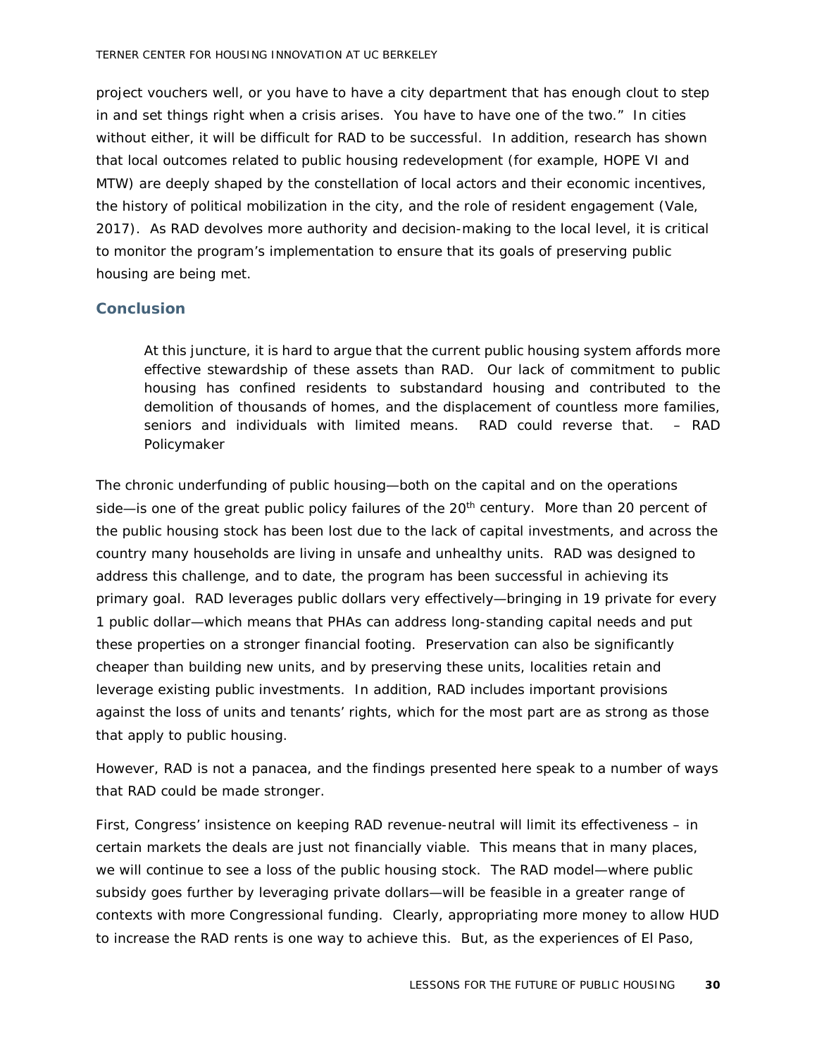project vouchers well, or you have to have a city department that has enough clout to step in and set things right when a crisis arises. You have to have one of the two." In cities without either, it will be difficult for RAD to be successful. In addition, research has shown that local outcomes related to public housing redevelopment (for example, HOPE VI and MTW) are deeply shaped by the constellation of local actors and their economic incentives, the history of political mobilization in the city, and the role of resident engagement (Vale, 2017). As RAD devolves more authority and decision-making to the local level, it is critical to monitor the program's implementation to ensure that its goals of preserving public housing are being met.

## Conclusion

> At this juncture, it is hard to argue that the current public housing system affords more effective stewardship of these assets than RAD. Our lack of commitment to public housing has confined residents to substandard housing and contributed to the demolition of thousands of homes, and the displacement of countless more families, seniors and individuals with limited means. RAD could reverse that. – RAD Policymaker

The chronic underfunding of public housing—both on the capital and on the operations side—is one of the great public policy failures of the 20th century. More than 20 percent of the public housing stock has been lost due to the lack of capital investments, and across the country many households are living in unsafe and unhealthy units. RAD was designed to address this challenge, and to date, the program has been successful in achieving its primary goal. RAD leverages public dollars very effectively—bringing in 19 private for every 1 public dollar—which means that PHAs can address long-standing capital needs and put these properties on a stronger financial footing. Preservation can also be significantly cheaper than building new units, and by preserving these units, localities retain and leverage existing public investments. In addition, RAD includes important provisions against the loss of units and tenants' rights, which for the most part are as strong as those that apply to public housing.

However, RAD is not a panacea, and the findings presented here speak to a number of ways that RAD could be made stronger.

First, Congress' insistence on keeping RAD revenue-neutral will limit its effectiveness – in certain markets the deals are just not financially viable. This means that in many places, we will continue to see a loss of the public housing stock. The RAD model—where public subsidy goes further by leveraging private dollars—will be feasible in a greater range of contexts with more Congressional funding. Clearly, appropriating more money to allow HUD to increase the RAD rents is one way to achieve this. But, as the experiences of El Paso,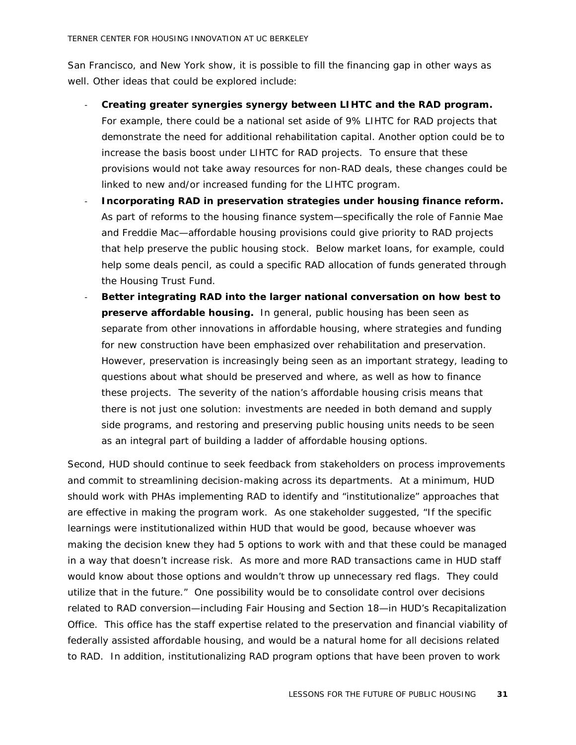San Francisco, and New York show, it is possible to fill the financing gap in other ways as well. Other ideas that could be explored include:

- **Creating greater synergies synergy between LIHTC and the RAD program.** For example, there could be a national set aside of 9% LIHTC for RAD projects that demonstrate the need for additional rehabilitation capital. Another option could be to increase the basis boost under LIHTC for RAD projects. To ensure that these provisions would not take away resources for non-RAD deals, these changes could be linked to new and/or increased funding for the LIHTC program.
- **Incorporating RAD in preservation strategies under housing finance reform.** As part of reforms to the housing finance system—specifically the role of Fannie Mae and Freddie Mac—affordable housing provisions could give priority to RAD projects that help preserve the public housing stock. Below market loans, for example, could help some deals pencil, as could a specific RAD allocation of funds generated through the Housing Trust Fund.
- **Better integrating RAD into the larger national conversation on how best to preserve affordable housing.** In general, public housing has been seen as separate from other innovations in affordable housing, where strategies and funding for new construction have been emphasized over rehabilitation and preservation. However, preservation is increasingly being seen as an important strategy, leading to questions about what should be preserved and where, as well as how to finance these projects. The severity of the nation's affordable housing crisis means that there is not just one solution: investments are needed in both demand and supply side programs, and restoring and preserving public housing units needs to be seen as an integral part of building a ladder of affordable housing options.

Second, HUD should continue to seek feedback from stakeholders on process improvements and commit to streamlining decision-making across its departments. At a minimum, HUD should work with PHAs implementing RAD to identify and "institutionalize" approaches that are effective in making the program work. As one stakeholder suggested, "If the specific learnings were institutionalized within HUD that would be good, because whoever was making the decision knew they had 5 options to work with and that these could be managed in a way that doesn't increase risk. As more and more RAD transactions came in HUD staff would know about those options and wouldn't throw up unnecessary red flags. They could utilize that in the future." One possibility would be to consolidate control over decisions related to RAD conversion—including Fair Housing and Section 18—in HUD's Recapitalization Office. This office has the staff expertise related to the preservation and financial viability of federally assisted affordable housing, and would be a natural home for all decisions related to RAD. In addition, institutionalizing RAD program options that have been proven to work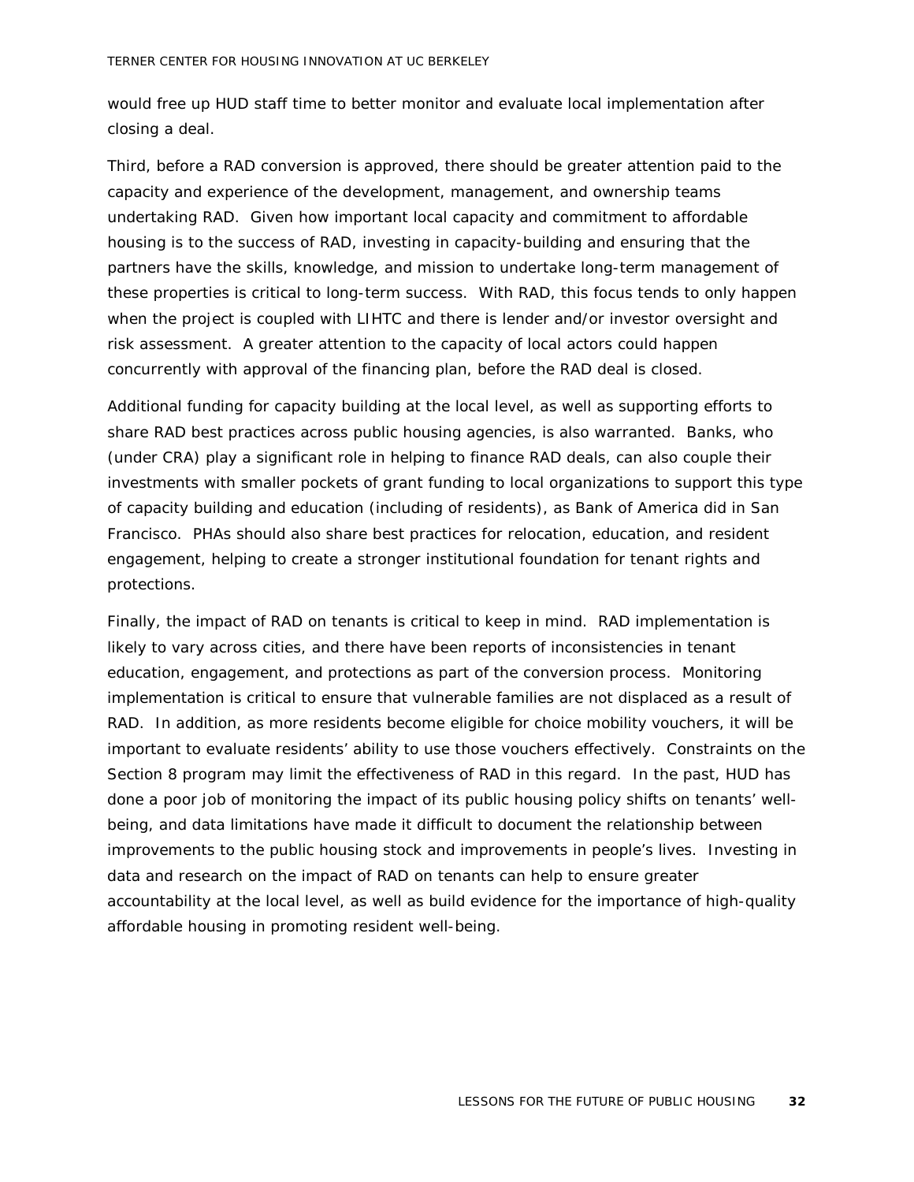would free up HUD staff time to better monitor and evaluate local implementation after closing a deal.

Third, before a RAD conversion is approved, there should be greater attention paid to the capacity and experience of the development, management, and ownership teams undertaking RAD. Given how important local capacity and commitment to affordable housing is to the success of RAD, investing in capacity-building and ensuring that the partners have the skills, knowledge, and mission to undertake long-term management of these properties is critical to long-term success. With RAD, this focus tends to only happen when the project is coupled with LIHTC and there is lender and/or investor oversight and risk assessment. A greater attention to the capacity of local actors could happen concurrently with approval of the financing plan, before the RAD deal is closed.

Additional funding for capacity building at the local level, as well as supporting efforts to share RAD best practices across public housing agencies, is also warranted. Banks, who (under CRA) play a significant role in helping to finance RAD deals, can also couple their investments with smaller pockets of grant funding to local organizations to support this type of capacity building and education (including of residents), as Bank of America did in San Francisco. PHAs should also share best practices for relocation, education, and resident engagement, helping to create a stronger institutional foundation for tenant rights and protections.

Finally, the impact of RAD on tenants is critical to keep in mind. RAD implementation is likely to vary across cities, and there have been reports of inconsistencies in tenant education, engagement, and protections as part of the conversion process. Monitoring implementation is critical to ensure that vulnerable families are not displaced as a result of RAD. In addition, as more residents become eligible for choice mobility vouchers, it will be important to evaluate residents' ability to use those vouchers effectively. Constraints on the Section 8 program may limit the effectiveness of RAD in this regard. In the past, HUD has done a poor job of monitoring the impact of its public housing policy shifts on tenants' well-being, and data limitations have made it difficult to document the relationship between improvements to the public housing stock and improvements in people's lives. Investing in data and research on the impact of RAD on tenants can help to ensure greater accountability at the local level, as well as build evidence for the importance of high-quality affordable housing in promoting resident well-being.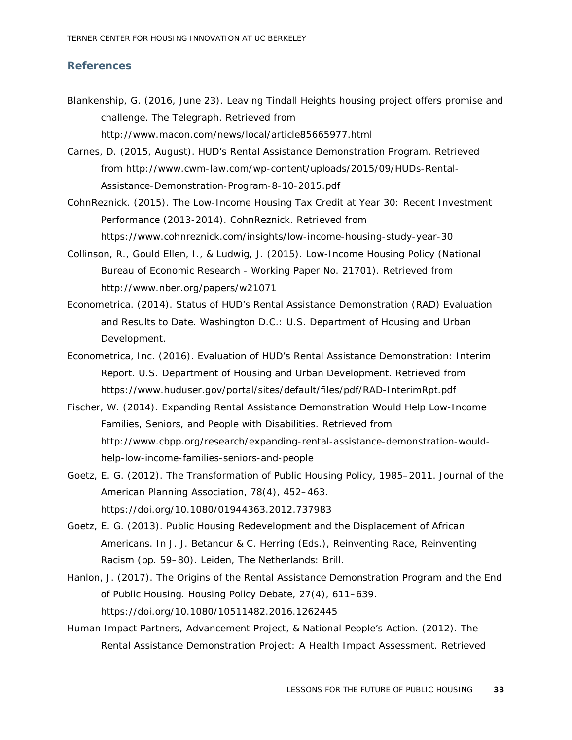## References

Blankenship, G. (2016, June 23). Leaving Tindall Heights housing project offers promise and challenge. The Telegraph. Retrieved from http://www.macon.com/news/local/article85665977.html

Carnes, D. (2015, August). HUD's Rental Assistance Demonstration Program. Retrieved from http://www.cwm-law.com/wp-content/uploads/2015/09/HUDs-Rental-Assistance-Demonstration-Program-8-10-2015.pdf

CohnReznick. (2015). The Low-Income Housing Tax Credit at Year 30: Recent Investment Performance (2013-2014). CohnReznick. Retrieved from https://www.cohnreznick.com/insights/low-income-housing-study-year-30

Collinson, R., Gould Ellen, I., & Ludwig, J. (2015). Low-Income Housing Policy (National Bureau of Economic Research - Working Paper No. 21701). Retrieved from http://www.nber.org/papers/w21071

Econometrica. (2014). Status of HUD's Rental Assistance Demonstration (RAD) Evaluation and Results to Date. Washington D.C.: U.S. Department of Housing and Urban Development.

Econometrica, Inc. (2016). Evaluation of HUD's Rental Assistance Demonstration: Interim Report. U.S. Department of Housing and Urban Development. Retrieved from https://www.huduser.gov/portal/sites/default/files/pdf/RAD-InterimRpt.pdf

Fischer, W. (2014). Expanding Rental Assistance Demonstration Would Help Low-Income Families, Seniors, and People with Disabilities. Retrieved from http://www.cbpp.org/research/expanding-rental-assistance-demonstration-would-help-low-income-families-seniors-and-people

Goetz, E. G. (2012). The Transformation of Public Housing Policy, 1985–2011. Journal of the American Planning Association, 78(4), 452–463. https://doi.org/10.1080/01944363.2012.737983

Goetz, E. G. (2013). Public Housing Redevelopment and the Displacement of African Americans. In J. J. Betancur & C. Herring (Eds.), Reinventing Race, Reinventing Racism (pp. 59–80). Leiden, The Netherlands: Brill.

Hanlon, J. (2017). The Origins of the Rental Assistance Demonstration Program and the End of Public Housing. Housing Policy Debate, 27(4), 611–639. https://doi.org/10.1080/10511482.2016.1262445

Human Impact Partners, Advancement Project, & National People's Action. (2012). The Rental Assistance Demonstration Project: A Health Impact Assessment. Retrieved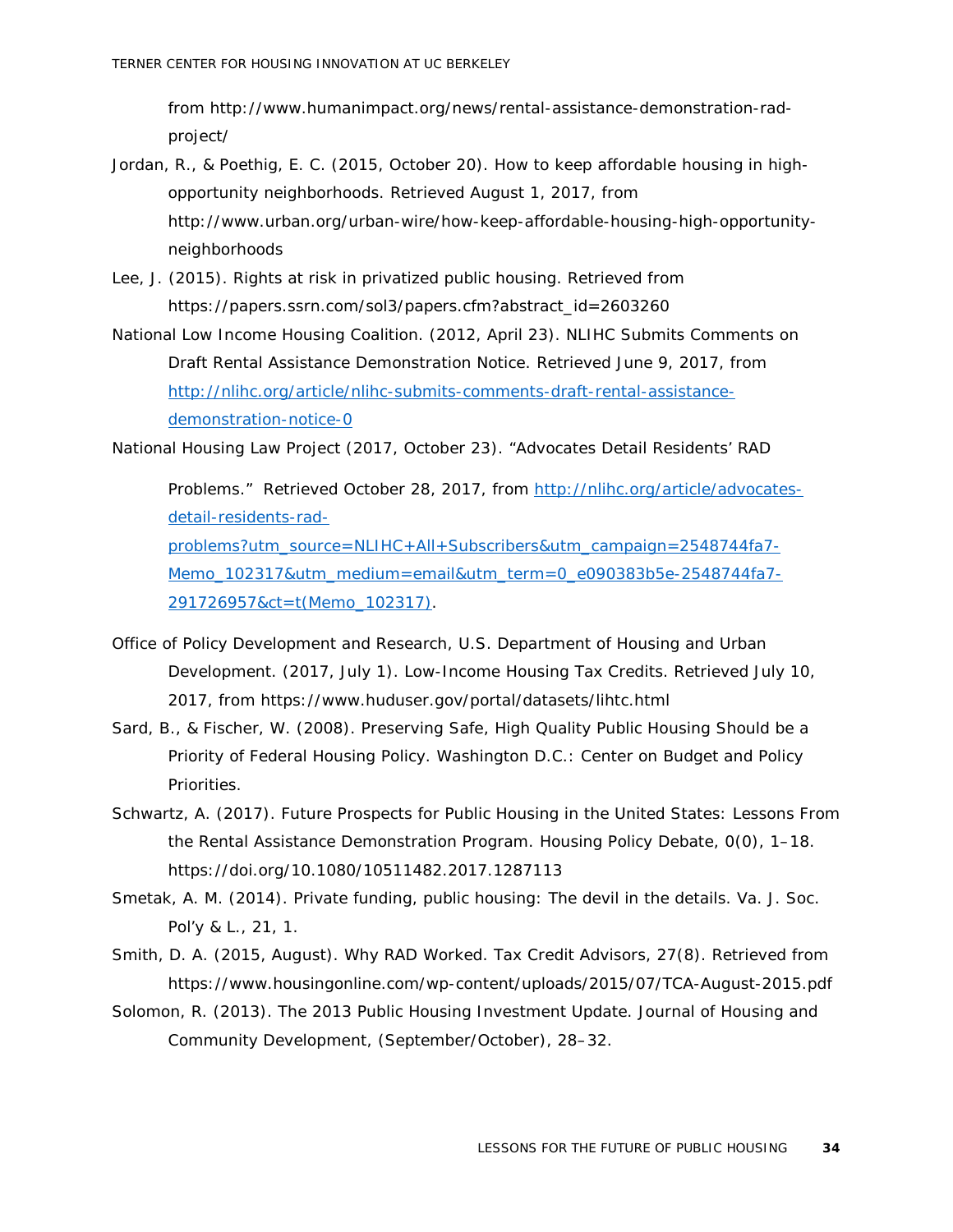from http://www.humanimpact.org/news/rental-assistance-demonstration-rad-project/

Jordan, R., & Poethig, E. C. (2015, October 20). How to keep affordable housing in high-opportunity neighborhoods. Retrieved August 1, 2017, from http://www.urban.org/urban-wire/how-keep-affordable-housing-high-opportunity-neighborhoods

Lee, J. (2015). Rights at risk in privatized public housing. Retrieved from https://papers.ssrn.com/sol3/papers.cfm?abstract_id=2603260

National Low Income Housing Coalition. (2012, April 23). NLIHC Submits Comments on Draft Rental Assistance Demonstration Notice. Retrieved June 9, 2017, from http://nlihc.org/article/nlihc-submits-comments-draft-rental-assistance-demonstration-notice-0

National Housing Law Project (2017, October 23). "Advocates Detail Residents' RAD Problems." Retrieved October 28, 2017, from http://nlihc.org/article/advocates-detail-residents-rad-problems?utm_source=NLIHC+All+Subscribers&utm_campaign=2548744fa7-Memo_102317&utm_medium=email&utm_term=0_e090383b5e-2548744fa7-291726957&ct=t(Memo_102317).

Office of Policy Development and Research, U.S. Department of Housing and Urban Development. (2017, July 1). Low-Income Housing Tax Credits. Retrieved July 10, 2017, from https://www.huduser.gov/portal/datasets/lihtc.html

Sard, B., & Fischer, W. (2008). Preserving Safe, High Quality Public Housing Should be a Priority of Federal Housing Policy. Washington D.C.: Center on Budget and Policy Priorities.

Schwartz, A. (2017). Future Prospects for Public Housing in the United States: Lessons From the Rental Assistance Demonstration Program. Housing Policy Debate, 0(0), 1–18. https://doi.org/10.1080/10511482.2017.1287113

Smetak, A. M. (2014). Private funding, public housing: The devil in the details. Va. J. Soc. Pol'y & L., 21, 1.

Smith, D. A. (2015, August). Why RAD Worked. Tax Credit Advisors, 27(8). Retrieved from https://www.housingonline.com/wp-content/uploads/2015/07/TCA-August-2015.pdf

Solomon, R. (2013). The 2013 Public Housing Investment Update. Journal of Housing and Community Development, (September/October), 28–32.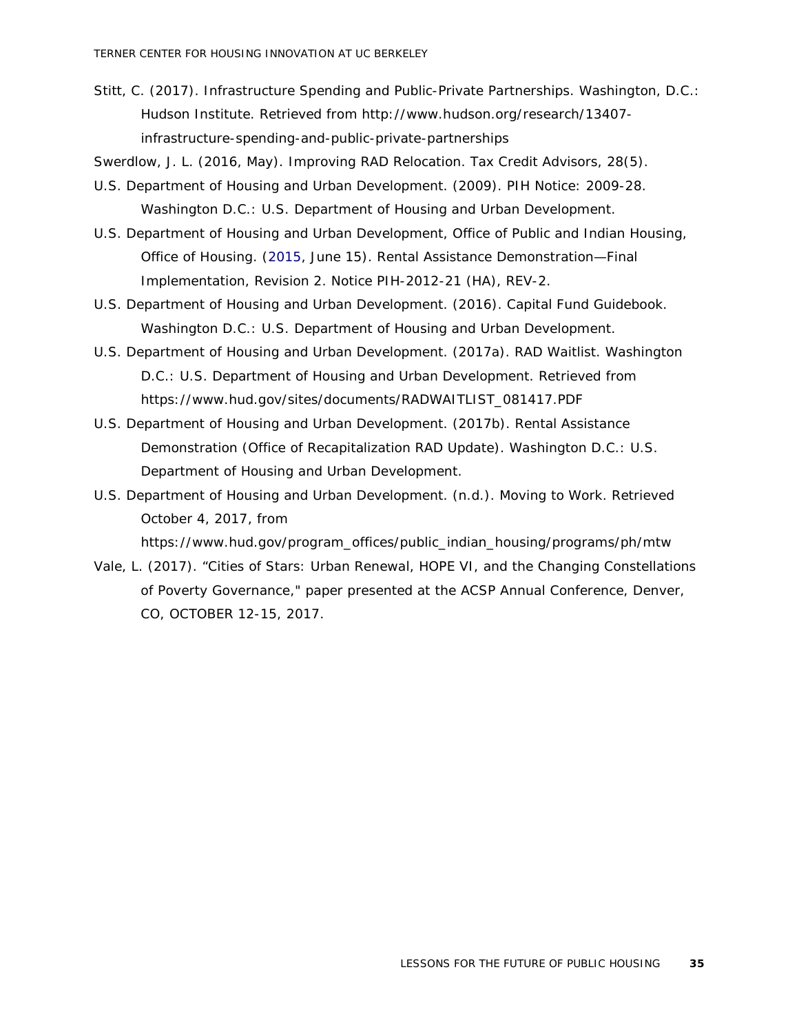Stitt, C. (2017). Infrastructure Spending and Public-Private Partnerships. Washington, D.C.: Hudson Institute. Retrieved from http://www.hudson.org/research/13407-infrastructure-spending-and-public-private-partnerships

Swerdlow, J. L. (2016, May). Improving RAD Relocation. Tax Credit Advisors, 28(5).

U.S. Department of Housing and Urban Development. (2009). PIH Notice: 2009-28. Washington D.C.: U.S. Department of Housing and Urban Development.

U.S. Department of Housing and Urban Development, Office of Public and Indian Housing, Office of Housing. (2015, June 15). Rental Assistance Demonstration—Final Implementation, Revision 2. Notice PIH-2012-21 (HA), REV-2.

U.S. Department of Housing and Urban Development. (2016). Capital Fund Guidebook. Washington D.C.: U.S. Department of Housing and Urban Development.

U.S. Department of Housing and Urban Development. (2017a). RAD Waitlist. Washington D.C.: U.S. Department of Housing and Urban Development. Retrieved from https://www.hud.gov/sites/documents/RADWAITLIST_081417.PDF

U.S. Department of Housing and Urban Development. (2017b). Rental Assistance Demonstration (Office of Recapitalization RAD Update). Washington D.C.: U.S. Department of Housing and Urban Development.

U.S. Department of Housing and Urban Development. (n.d.). Moving to Work. Retrieved October 4, 2017, from https://www.hud.gov/program_offices/public_indian_housing/programs/ph/mtw

Vale, L. (2017). "Cities of Stars: Urban Renewal, HOPE VI, and the Changing Constellations of Poverty Governance," paper presented at the ACSP Annual Conference, Denver, CO, OCTOBER 12-15, 2017.